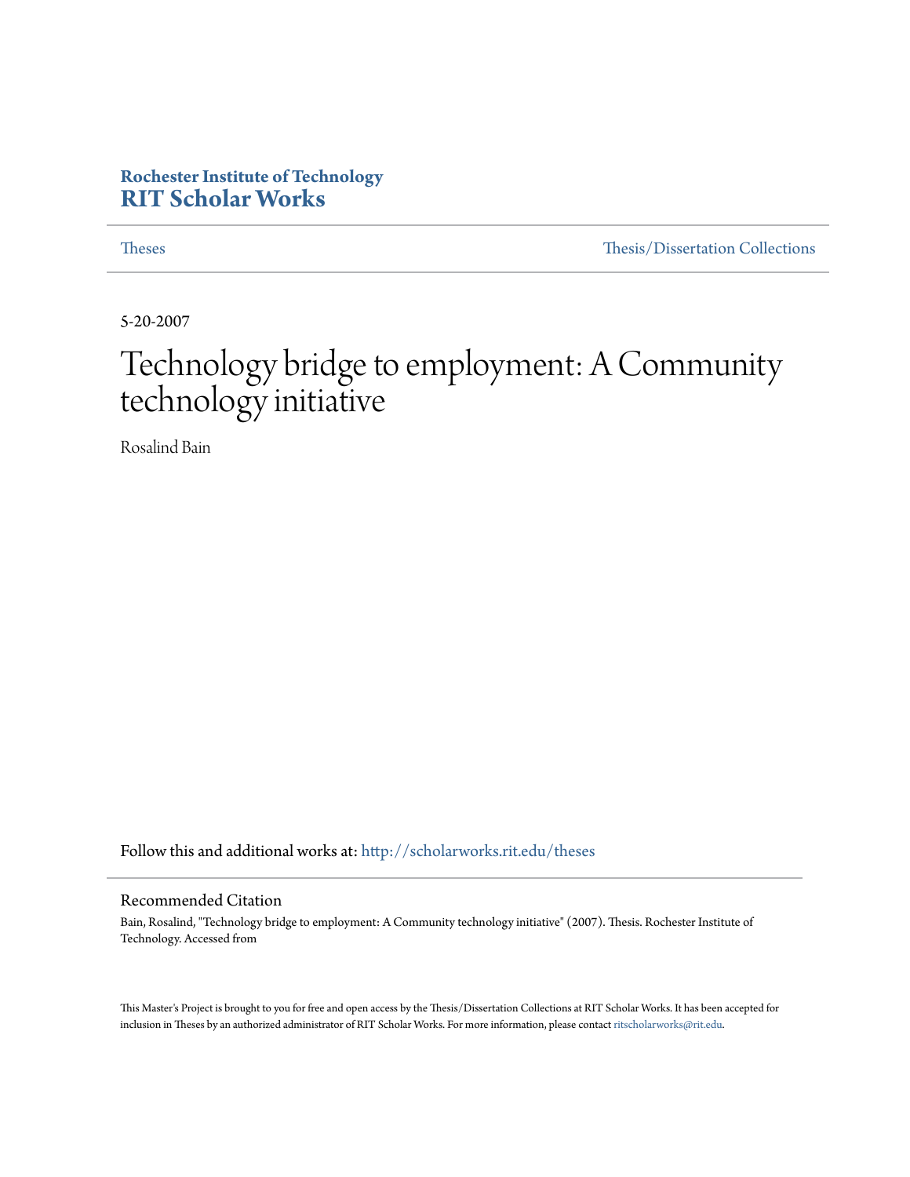Rochester Institute of Technology

**RIT Scholar Works**

Theses | Thesis/Dissertation Collections

5-20-2007

# Technology bridge to employment: A Community technology initiative

Rosalind Bain

Follow this and additional works at: http://scholarworks.rit.edu/theses

## Recommended Citation

Bain, Rosalind, "Technology bridge to employment: A Community technology initiative" (2007). Thesis. Rochester Institute of Technology. Accessed from

This Master's Project is brought to you for free and open access by the Thesis/Dissertation Collections at RIT Scholar Works. It has been accepted for inclusion in Theses by an authorized administrator of RIT Scholar Works. For more information, please contact ritscholarworks@rit.edu.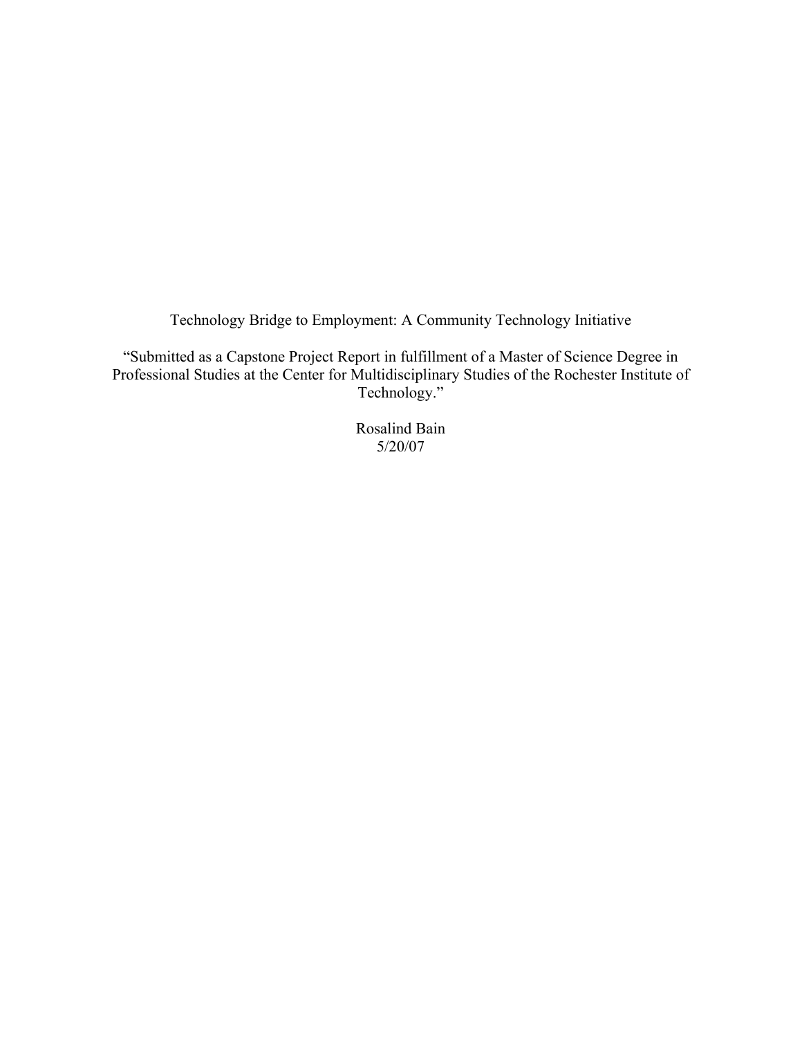Technology Bridge to Employment: A Community Technology Initiative

"Submitted as a Capstone Project Report in fulfillment of a Master of Science Degree in Professional Studies at the Center for Multidisciplinary Studies of the Rochester Institute of Technology."

Rosalind Bain  
5/20/07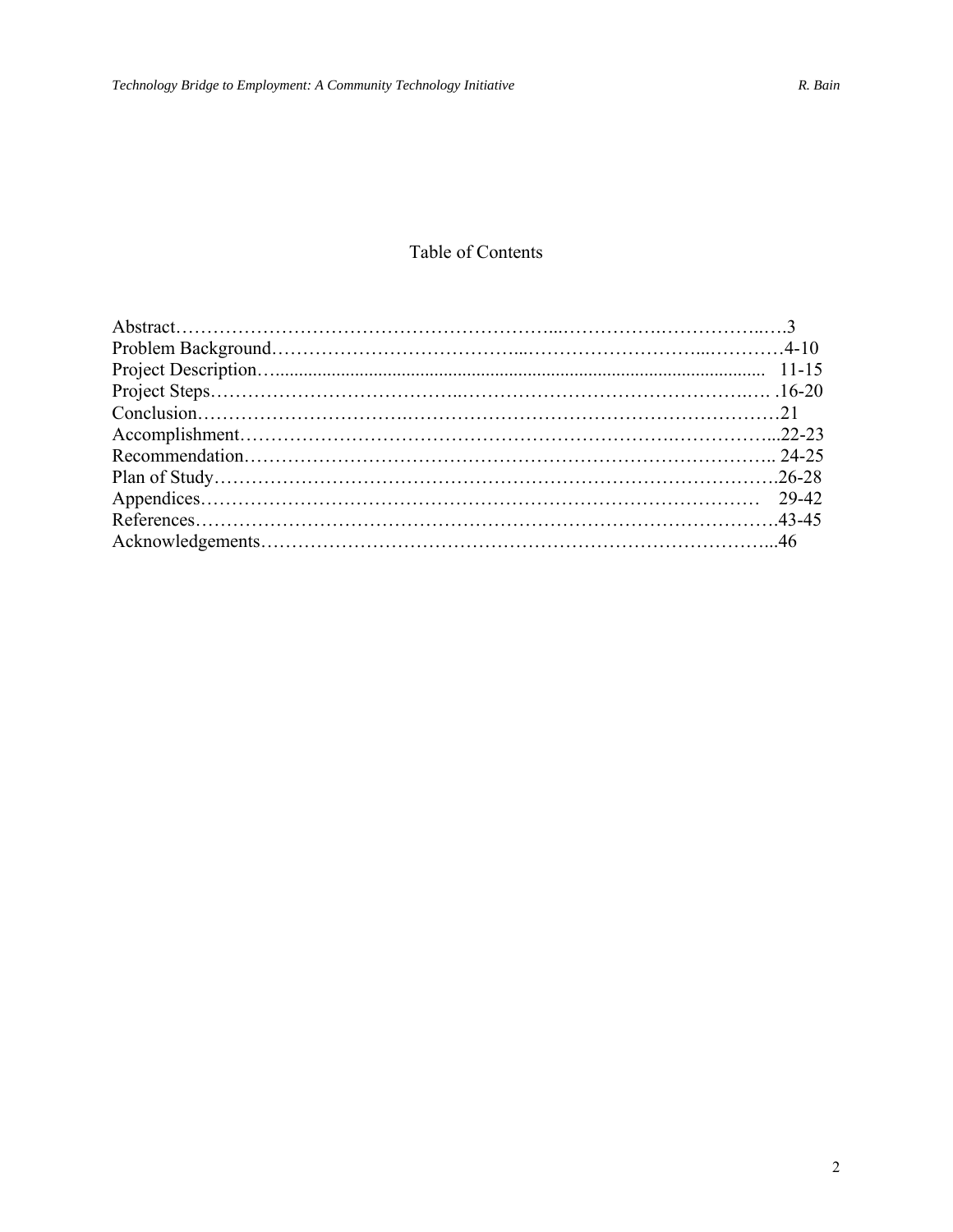# Table of Contents

Abstract…………………………………………………...…………….……………..…3
Problem Background………………………………...……………………...…………4-10
Project Description…....................................................................................................... 11-15
Project Steps………………………………..………………………………………..… .16-20
Conclusion…………………………….……………………………………………….21
Accomplishment……………………………………………………….……………...22-23
Recommendation………………………….……………………….…………….….. 24-25
Plan of Study………………………………………………………………………….26-28
Appendices…………………………………………………………………………… 29-42
References…………………………….…………….……………….……………….43-45
Acknowledgements…………………………………………………………………...46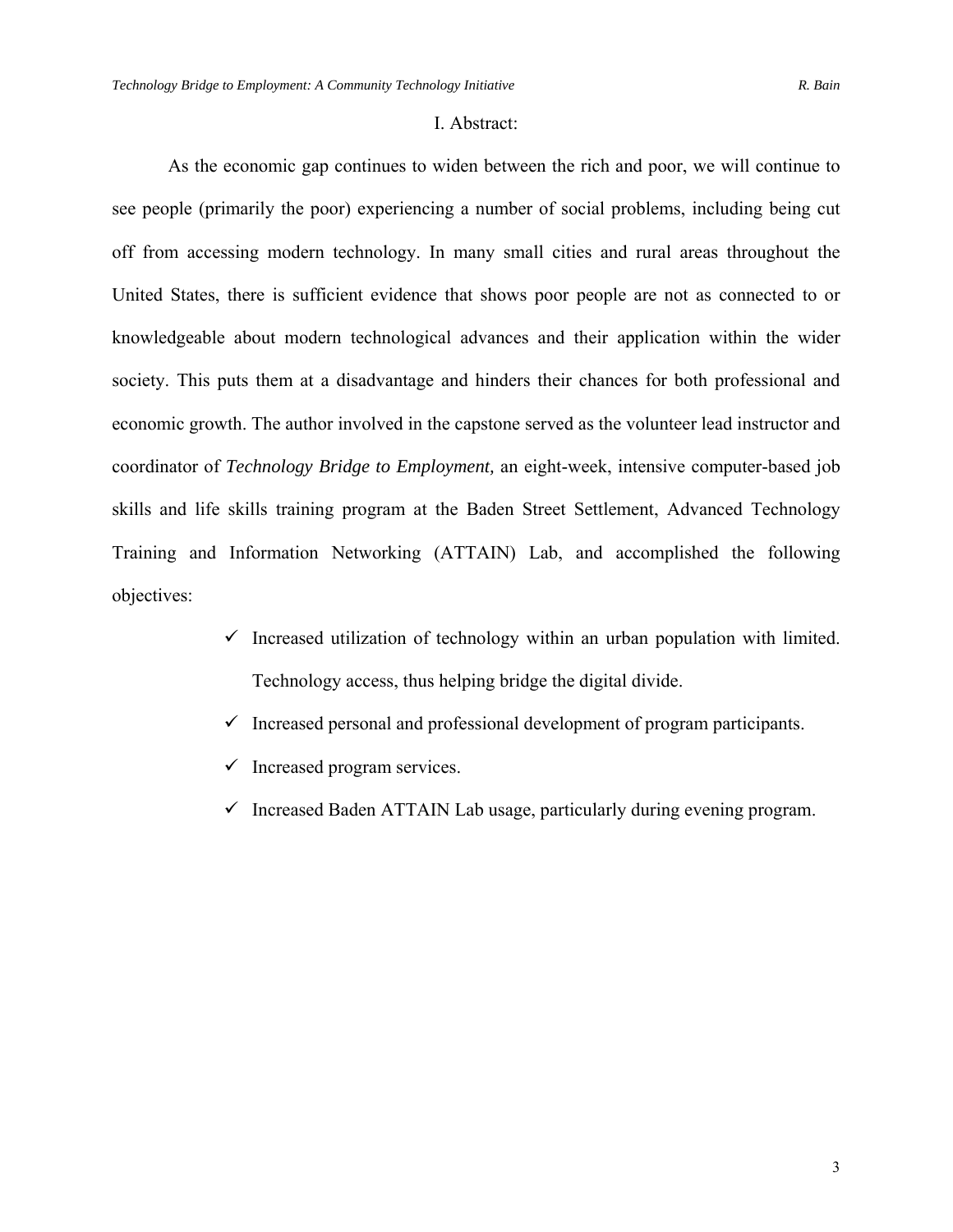# I. Abstract:

As the economic gap continues to widen between the rich and poor, we will continue to see people (primarily the poor) experiencing a number of social problems, including being cut off from accessing modern technology. In many small cities and rural areas throughout the United States, there is sufficient evidence that shows poor people are not as connected to or knowledgeable about modern technological advances and their application within the wider society. This puts them at a disadvantage and hinders their chances for both professional and economic growth. The author involved in the capstone served as the volunteer lead instructor and coordinator of *Technology Bridge to Employment,* an eight-week, intensive computer-based job skills and life skills training program at the Baden Street Settlement, Advanced Technology Training and Information Networking (ATTAIN) Lab, and accomplished the following objectives:

- ✓ Increased utilization of technology within an urban population with limited. Technology access, thus helping bridge the digital divide.
- ✓ Increased personal and professional development of program participants.
- ✓ Increased program services.
- ✓ Increased Baden ATTAIN Lab usage, particularly during evening program.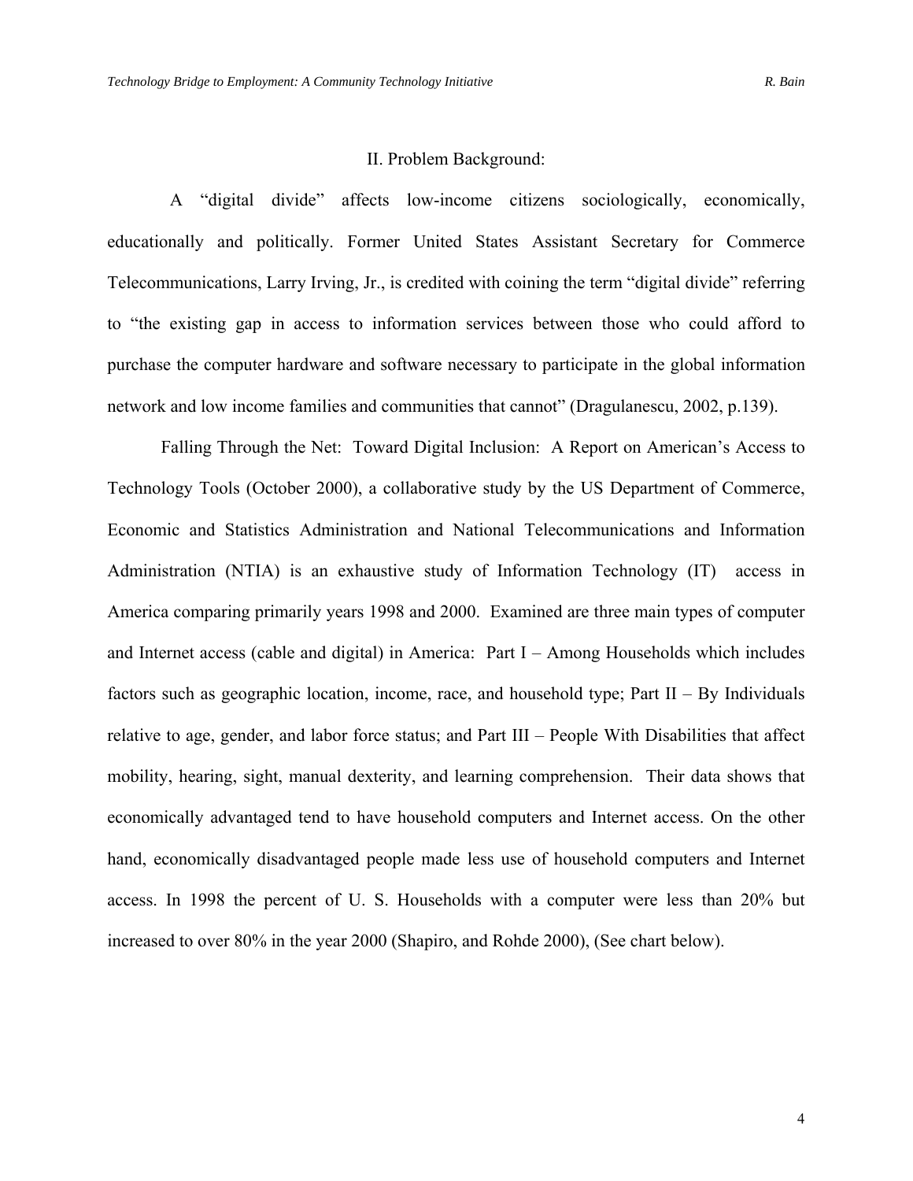## II. Problem Background:

A "digital divide" affects low-income citizens sociologically, economically, educationally and politically. Former United States Assistant Secretary for Commerce Telecommunications, Larry Irving, Jr., is credited with coining the term "digital divide" referring to "the existing gap in access to information services between those who could afford to purchase the computer hardware and software necessary to participate in the global information network and low income families and communities that cannot" (Dragulanescu, 2002, p.139).

Falling Through the Net: Toward Digital Inclusion: A Report on American's Access to Technology Tools (October 2000), a collaborative study by the US Department of Commerce, Economic and Statistics Administration and National Telecommunications and Information Administration (NTIA) is an exhaustive study of Information Technology (IT) access in America comparing primarily years 1998 and 2000. Examined are three main types of computer and Internet access (cable and digital) in America: Part I – Among Households which includes factors such as geographic location, income, race, and household type; Part II – By Individuals relative to age, gender, and labor force status; and Part III – People With Disabilities that affect mobility, hearing, sight, manual dexterity, and learning comprehension. Their data shows that economically advantaged tend to have household computers and Internet access. On the other hand, economically disadvantaged people made less use of household computers and Internet access. In 1998 the percent of U. S. Households with a computer were less than 20% but increased to over 80% in the year 2000 (Shapiro, and Rohde 2000), (See chart below).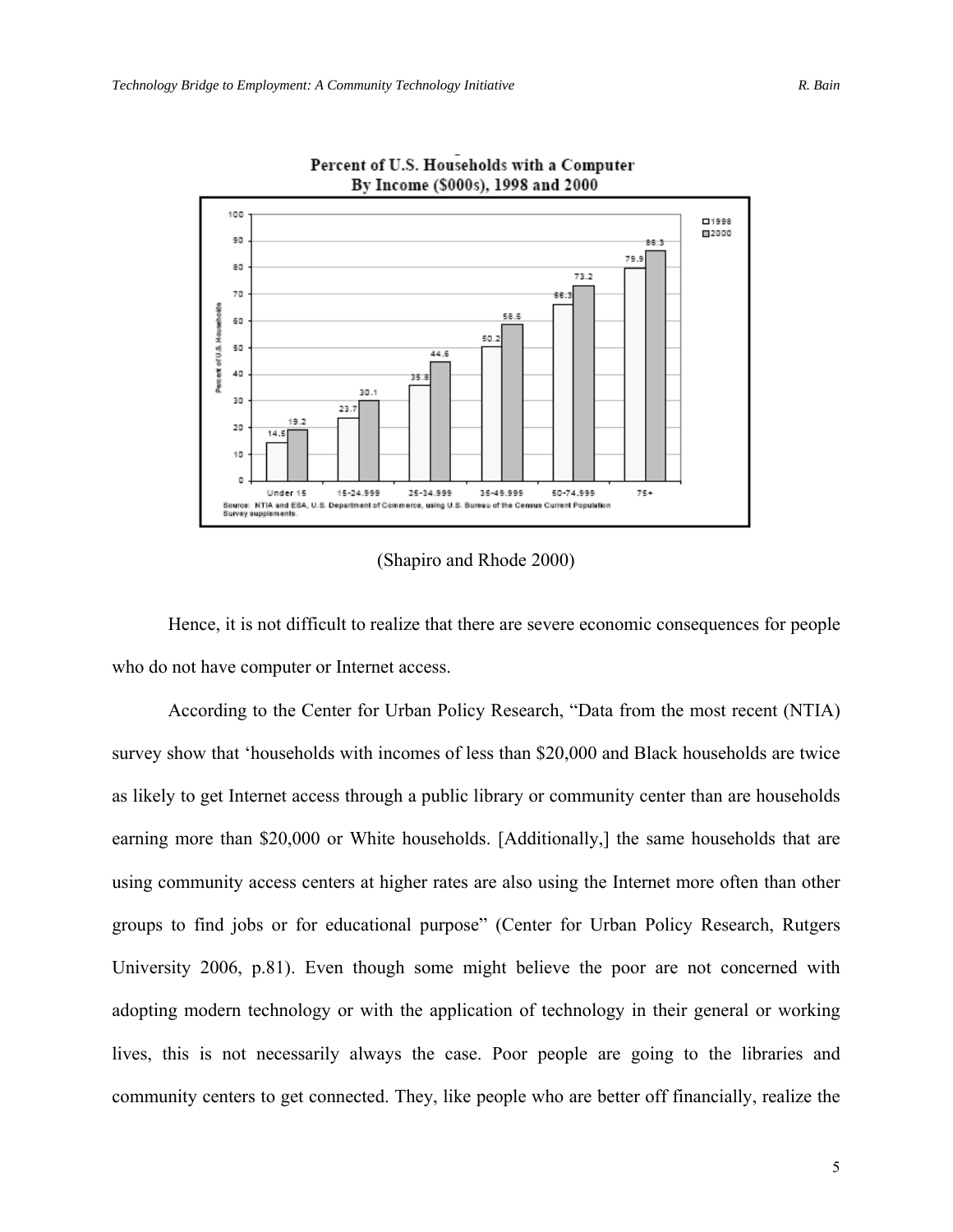Percent of U.S. Households with a Computer
By Income ($000s), 1998 and 2000

| Income ($000s) | 1998 | 2000 |
|---|---|---|
| Under 15 | 14.5 | 19.2 |
| 15-24.999 | 23.7 | 30.1 |
| 25-34.999 | 35.8 | 44.6 |
| 35-49.999 | 50.2 | 58.6 |
| 50-74.999 | 66.3 | 73.2 |
| 75+ | 79.9 | 86.3 |

Source: NTIA and ESA, U.S. Department of Commerce, using U.S. Bureau of the Census Current Population Survey supplements.

(Shapiro and Rhode 2000)

Hence, it is not difficult to realize that there are severe economic consequences for people who do not have computer or Internet access.

According to the Center for Urban Policy Research, "Data from the most recent (NTIA) survey show that 'households with incomes of less than $20,000 and Black households are twice as likely to get Internet access through a public library or community center than are households earning more than $20,000 or White households. [Additionally,] the same households that are using community access centers at higher rates are also using the Internet more often than other groups to find jobs or for educational purpose" (Center for Urban Policy Research, Rutgers University 2006, p.81). Even though some might believe the poor are not concerned with adopting modern technology or with the application of technology in their general or working lives, this is not necessarily always the case. Poor people are going to the libraries and community centers to get connected. They, like people who are better off financially, realize the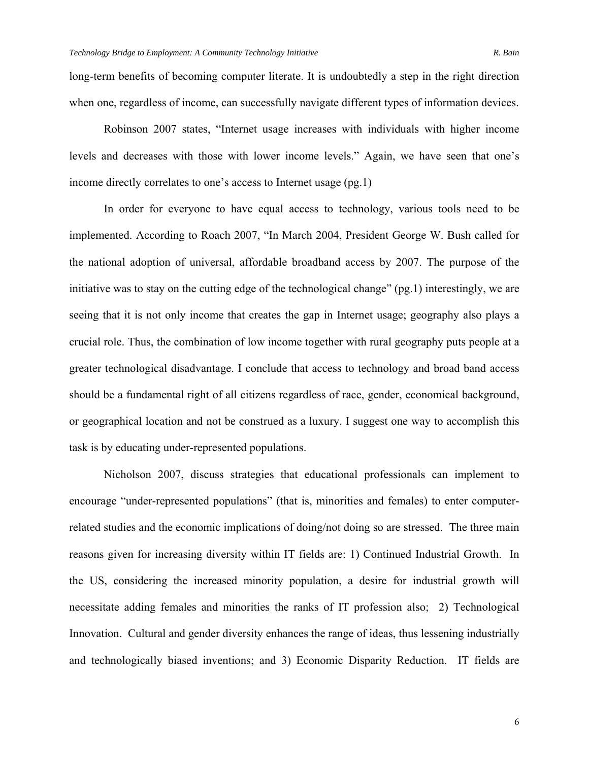long-term benefits of becoming computer literate. It is undoubtedly a step in the right direction when one, regardless of income, can successfully navigate different types of information devices.

Robinson 2007 states, "Internet usage increases with individuals with higher income levels and decreases with those with lower income levels." Again, we have seen that one's income directly correlates to one's access to Internet usage (pg.1)

In order for everyone to have equal access to technology, various tools need to be implemented. According to Roach 2007, "In March 2004, President George W. Bush called for the national adoption of universal, affordable broadband access by 2007. The purpose of the initiative was to stay on the cutting edge of the technological change" (pg.1) interestingly, we are seeing that it is not only income that creates the gap in Internet usage; geography also plays a crucial role. Thus, the combination of low income together with rural geography puts people at a greater technological disadvantage. I conclude that access to technology and broad band access should be a fundamental right of all citizens regardless of race, gender, economical background, or geographical location and not be construed as a luxury. I suggest one way to accomplish this task is by educating under-represented populations.

Nicholson 2007, discuss strategies that educational professionals can implement to encourage "under-represented populations" (that is, minorities and females) to enter computer-related studies and the economic implications of doing/not doing so are stressed. The three main reasons given for increasing diversity within IT fields are: 1) Continued Industrial Growth. In the US, considering the increased minority population, a desire for industrial growth will necessitate adding females and minorities the ranks of IT profession also; 2) Technological Innovation. Cultural and gender diversity enhances the range of ideas, thus lessening industrially and technologically biased inventions; and 3) Economic Disparity Reduction. IT fields are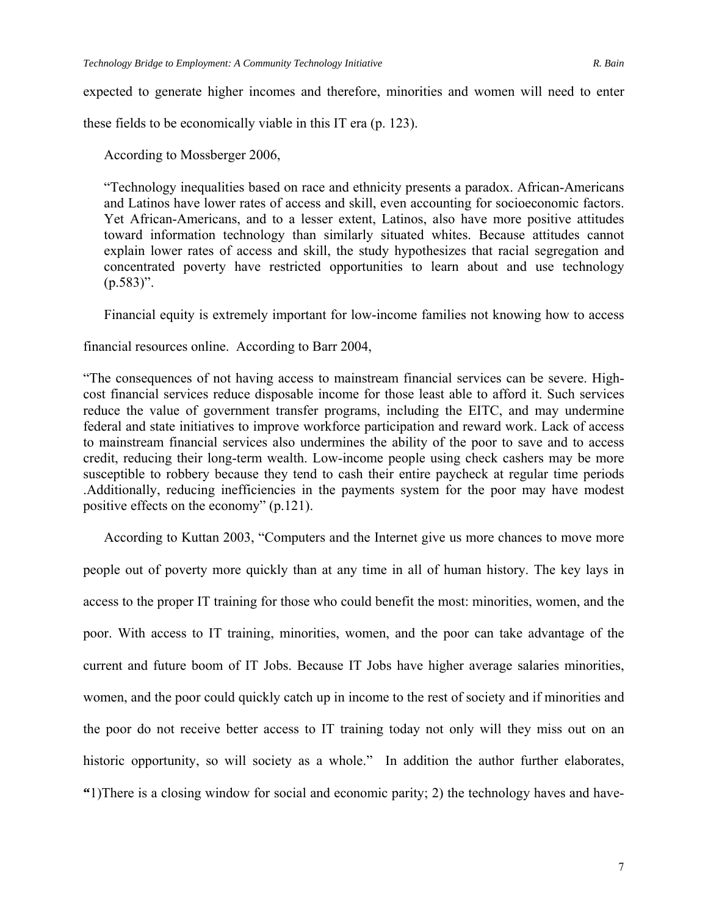expected to generate higher incomes and therefore, minorities and women will need to enter these fields to be economically viable in this IT era (p. 123).

According to Mossberger 2006,

> "Technology inequalities based on race and ethnicity presents a paradox. African-Americans and Latinos have lower rates of access and skill, even accounting for socioeconomic factors. Yet African-Americans, and to a lesser extent, Latinos, also have more positive attitudes toward information technology than similarly situated whites. Because attitudes cannot explain lower rates of access and skill, the study hypothesizes that racial segregation and concentrated poverty have restricted opportunities to learn about and use technology (p.583)".

Financial equity is extremely important for low-income families not knowing how to access financial resources online. According to Barr 2004,

"The consequences of not having access to mainstream financial services can be severe. High-cost financial services reduce disposable income for those least able to afford it. Such services reduce the value of government transfer programs, including the EITC, and may undermine federal and state initiatives to improve workforce participation and reward work. Lack of access to mainstream financial services also undermines the ability of the poor to save and to access credit, reducing their long-term wealth. Low-income people using check cashers may be more susceptible to robbery because they tend to cash their entire paycheck at regular time periods .Additionally, reducing inefficiencies in the payments system for the poor may have modest positive effects on the economy" (p.121).

According to Kuttan 2003, "Computers and the Internet give us more chances to move more people out of poverty more quickly than at any time in all of human history. The key lays in access to the proper IT training for those who could benefit the most: minorities, women, and the poor. With access to IT training, minorities, women, and the poor can take advantage of the current and future boom of IT Jobs. Because IT Jobs have higher average salaries minorities, women, and the poor could quickly catch up in income to the rest of society and if minorities and the poor do not receive better access to IT training today not only will they miss out on an historic opportunity, so will society as a whole." In addition the author further elaborates, **"**1)There is a closing window for social and economic parity; 2) the technology haves and have-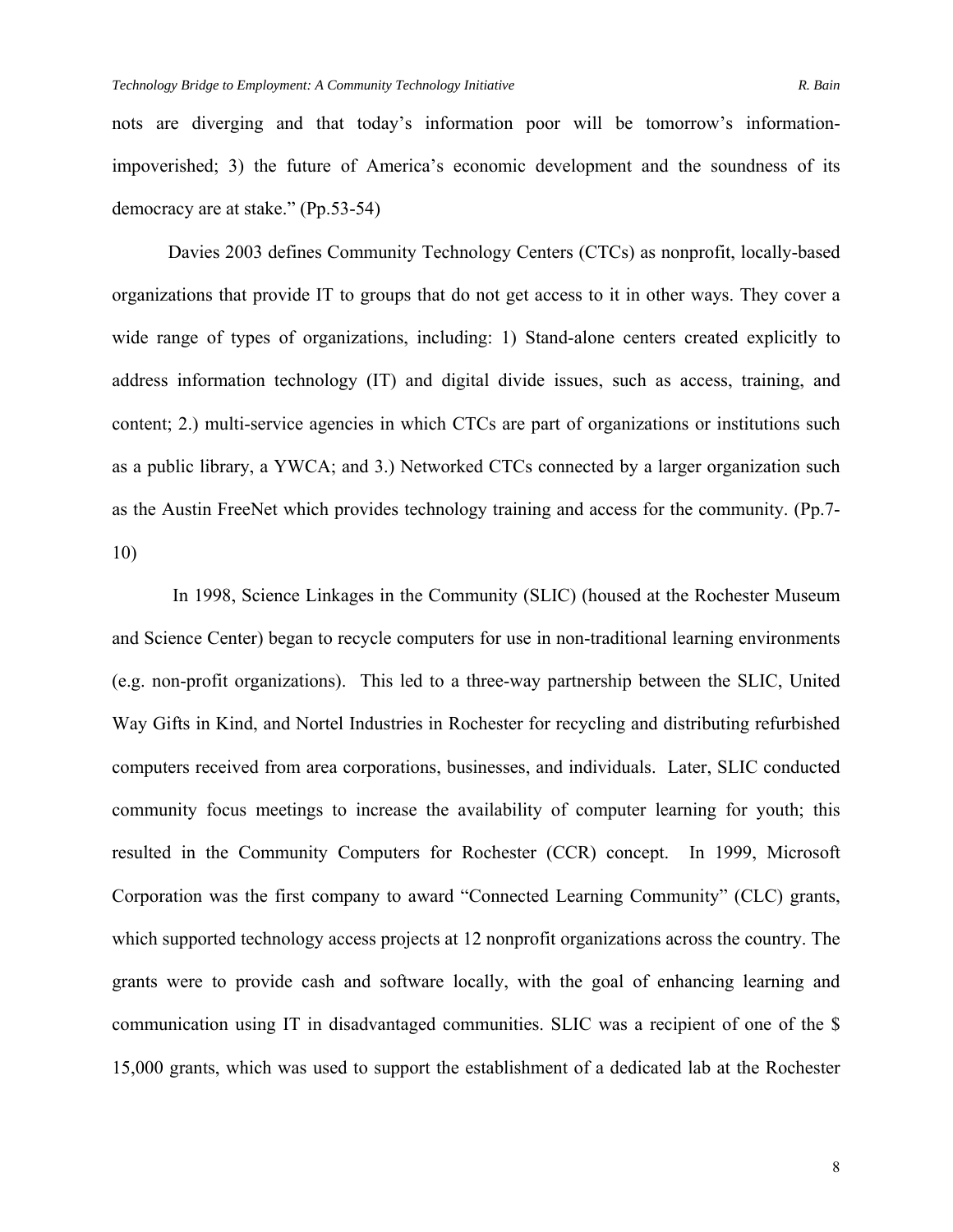nots are diverging and that today's information poor will be tomorrow's information-impoverished; 3) the future of America's economic development and the soundness of its democracy are at stake." (Pp.53-54)

Davies 2003 defines Community Technology Centers (CTCs) as nonprofit, locally-based organizations that provide IT to groups that do not get access to it in other ways. They cover a wide range of types of organizations, including: 1) Stand-alone centers created explicitly to address information technology (IT) and digital divide issues, such as access, training, and content; 2.) multi-service agencies in which CTCs are part of organizations or institutions such as a public library, a YWCA; and 3.) Networked CTCs connected by a larger organization such as the Austin FreeNet which provides technology training and access for the community. (Pp.7-10)

In 1998, Science Linkages in the Community (SLIC) (housed at the Rochester Museum and Science Center) began to recycle computers for use in non-traditional learning environments (e.g. non-profit organizations). This led to a three-way partnership between the SLIC, United Way Gifts in Kind, and Nortel Industries in Rochester for recycling and distributing refurbished computers received from area corporations, businesses, and individuals. Later, SLIC conducted community focus meetings to increase the availability of computer learning for youth; this resulted in the Community Computers for Rochester (CCR) concept. In 1999, Microsoft Corporation was the first company to award "Connected Learning Community" (CLC) grants, which supported technology access projects at 12 nonprofit organizations across the country. The grants were to provide cash and software locally, with the goal of enhancing learning and communication using IT in disadvantaged communities. SLIC was a recipient of one of the $ 15,000 grants, which was used to support the establishment of a dedicated lab at the Rochester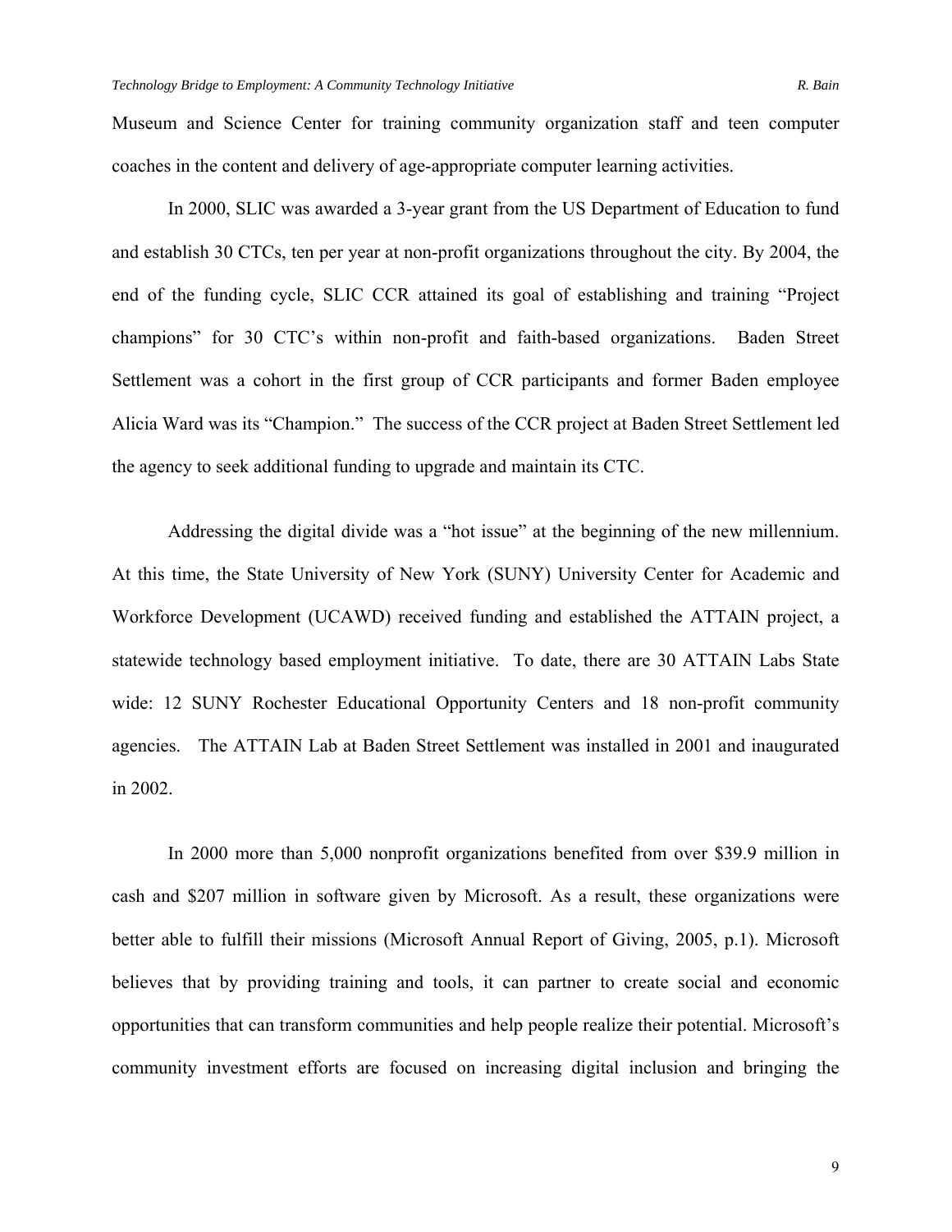Museum and Science Center for training community organization staff and teen computer coaches in the content and delivery of age-appropriate computer learning activities.

In 2000, SLIC was awarded a 3-year grant from the US Department of Education to fund and establish 30 CTCs, ten per year at non-profit organizations throughout the city. By 2004, the end of the funding cycle, SLIC CCR attained its goal of establishing and training "Project champions" for 30 CTC's within non-profit and faith-based organizations. Baden Street Settlement was a cohort in the first group of CCR participants and former Baden employee Alicia Ward was its "Champion." The success of the CCR project at Baden Street Settlement led the agency to seek additional funding to upgrade and maintain its CTC.

Addressing the digital divide was a "hot issue" at the beginning of the new millennium. At this time, the State University of New York (SUNY) University Center for Academic and Workforce Development (UCAWD) received funding and established the ATTAIN project, a statewide technology based employment initiative. To date, there are 30 ATTAIN Labs State wide: 12 SUNY Rochester Educational Opportunity Centers and 18 non-profit community agencies. The ATTAIN Lab at Baden Street Settlement was installed in 2001 and inaugurated in 2002.

In 2000 more than 5,000 nonprofit organizations benefited from over $39.9 million in cash and $207 million in software given by Microsoft. As a result, these organizations were better able to fulfill their missions (Microsoft Annual Report of Giving, 2005, p.1). Microsoft believes that by providing training and tools, it can partner to create social and economic opportunities that can transform communities and help people realize their potential. Microsoft's community investment efforts are focused on increasing digital inclusion and bringing the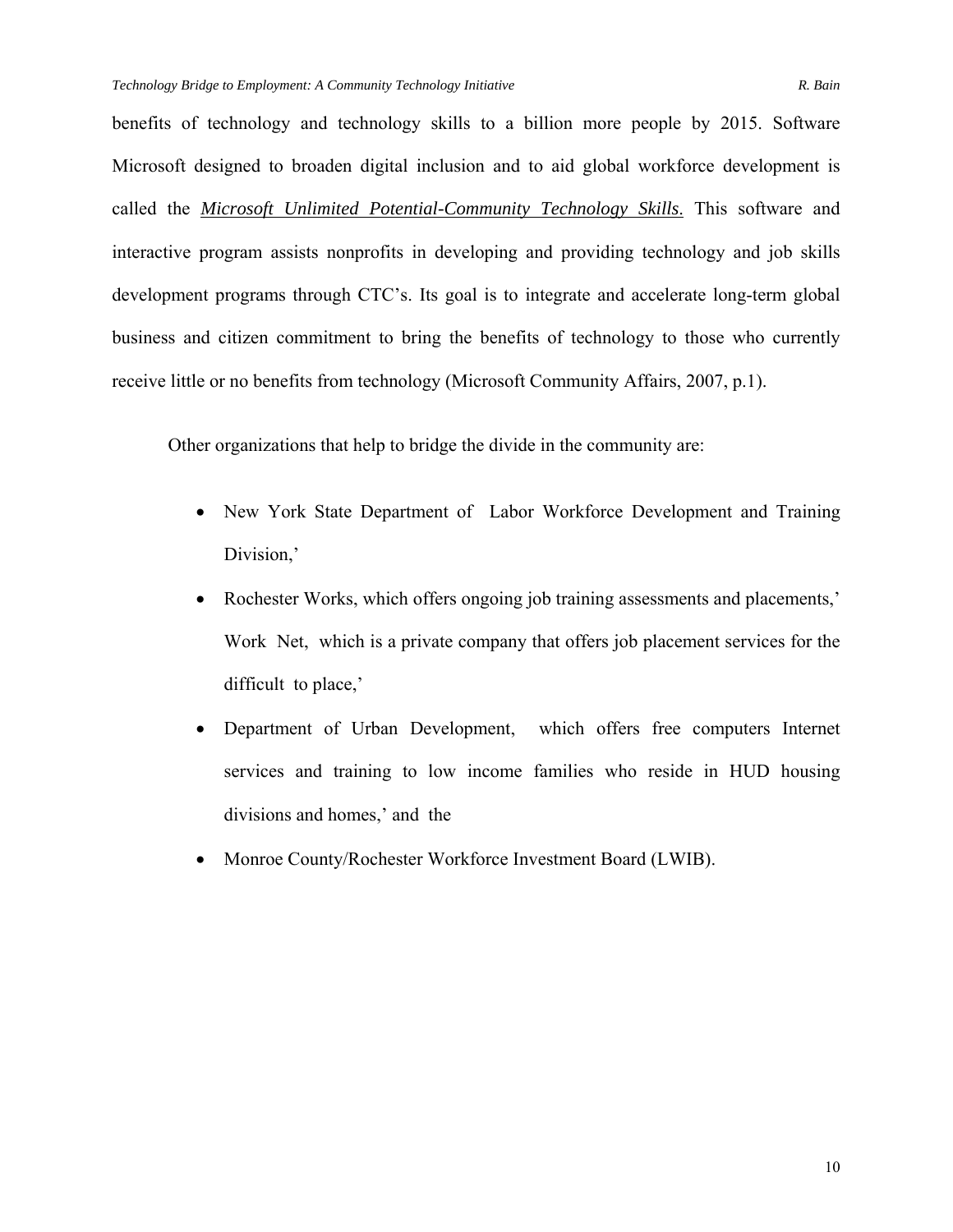benefits of technology and technology skills to a billion more people by 2015. Software Microsoft designed to broaden digital inclusion and to aid global workforce development is called the ***Microsoft Unlimited Potential-Community Technology Skills***. This software and interactive program assists nonprofits in developing and providing technology and job skills development programs through CTC's. Its goal is to integrate and accelerate long-term global business and citizen commitment to bring the benefits of technology to those who currently receive little or no benefits from technology (Microsoft Community Affairs, 2007, p.1).

Other organizations that help to bridge the divide in the community are:

- New York State Department of Labor Workforce Development and Training Division,'
- Rochester Works, which offers ongoing job training assessments and placements,' Work Net, which is a private company that offers job placement services for the difficult to place,'
- Department of Urban Development, which offers free computers Internet services and training to low income families who reside in HUD housing divisions and homes,' and the
- Monroe County/Rochester Workforce Investment Board (LWIB).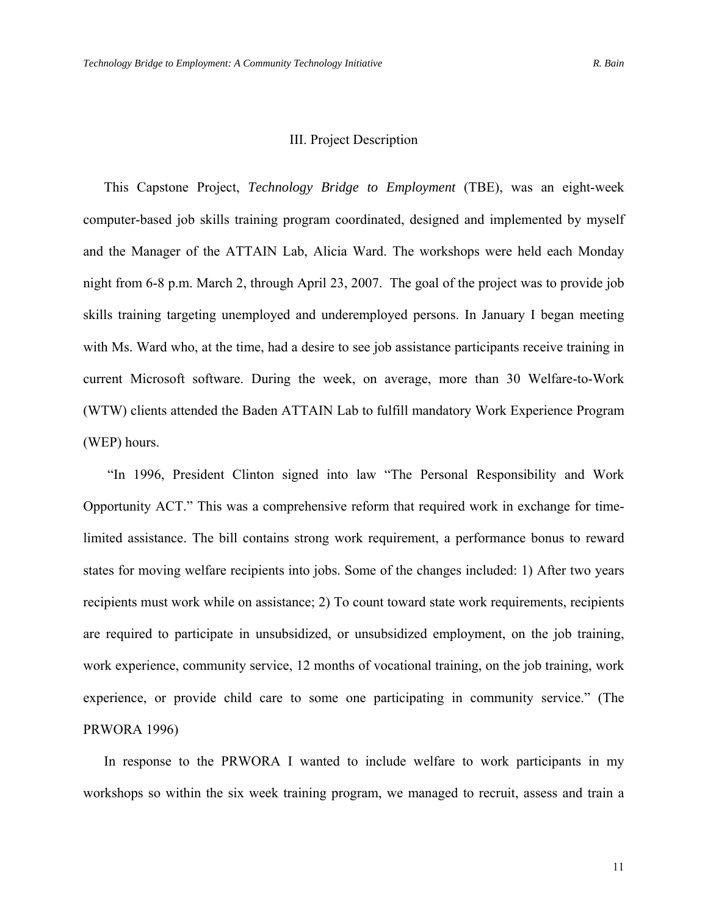## III. Project Description

This Capstone Project, *Technology Bridge to Employment* (TBE), was an eight-week computer-based job skills training program coordinated, designed and implemented by myself and the Manager of the ATTAIN Lab, Alicia Ward. The workshops were held each Monday night from 6-8 p.m. March 2, through April 23, 2007. The goal of the project was to provide job skills training targeting unemployed and underemployed persons. In January I began meeting with Ms. Ward who, at the time, had a desire to see job assistance participants receive training in current Microsoft software. During the week, on average, more than 30 Welfare-to-Work (WTW) clients attended the Baden ATTAIN Lab to fulfill mandatory Work Experience Program (WEP) hours.

"In 1996, President Clinton signed into law "The Personal Responsibility and Work Opportunity ACT." This was a comprehensive reform that required work in exchange for time-limited assistance. The bill contains strong work requirement, a performance bonus to reward states for moving welfare recipients into jobs. Some of the changes included: 1) After two years recipients must work while on assistance; 2) To count toward state work requirements, recipients are required to participate in unsubsidized, or unsubsidized employment, on the job training, work experience, community service, 12 months of vocational training, on the job training, work experience, or provide child care to some one participating in community service." (The PRWORA 1996)

In response to the PRWORA I wanted to include welfare to work participants in my workshops so within the six week training program, we managed to recruit, assess and train a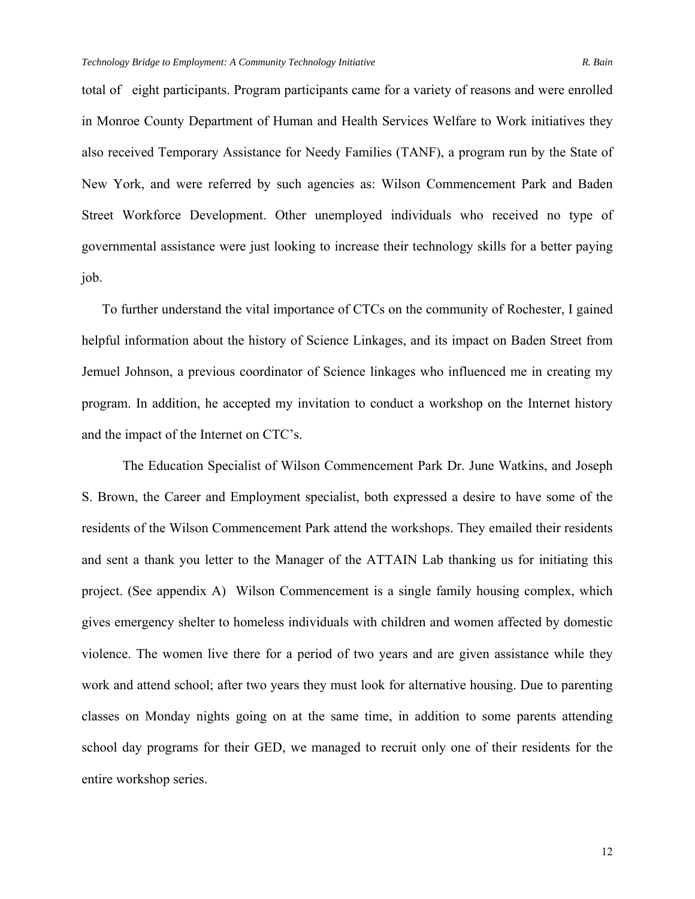total of eight participants. Program participants came for a variety of reasons and were enrolled in Monroe County Department of Human and Health Services Welfare to Work initiatives they also received Temporary Assistance for Needy Families (TANF), a program run by the State of New York, and were referred by such agencies as: Wilson Commencement Park and Baden Street Workforce Development. Other unemployed individuals who received no type of governmental assistance were just looking to increase their technology skills for a better paying job.

To further understand the vital importance of CTCs on the community of Rochester, I gained helpful information about the history of Science Linkages, and its impact on Baden Street from Jemuel Johnson, a previous coordinator of Science linkages who influenced me in creating my program. In addition, he accepted my invitation to conduct a workshop on the Internet history and the impact of the Internet on CTC's.

The Education Specialist of Wilson Commencement Park Dr. June Watkins, and Joseph S. Brown, the Career and Employment specialist, both expressed a desire to have some of the residents of the Wilson Commencement Park attend the workshops. They emailed their residents and sent a thank you letter to the Manager of the ATTAIN Lab thanking us for initiating this project. (See appendix A) Wilson Commencement is a single family housing complex, which gives emergency shelter to homeless individuals with children and women affected by domestic violence. The women live there for a period of two years and are given assistance while they work and attend school; after two years they must look for alternative housing. Due to parenting classes on Monday nights going on at the same time, in addition to some parents attending school day programs for their GED, we managed to recruit only one of their residents for the entire workshop series.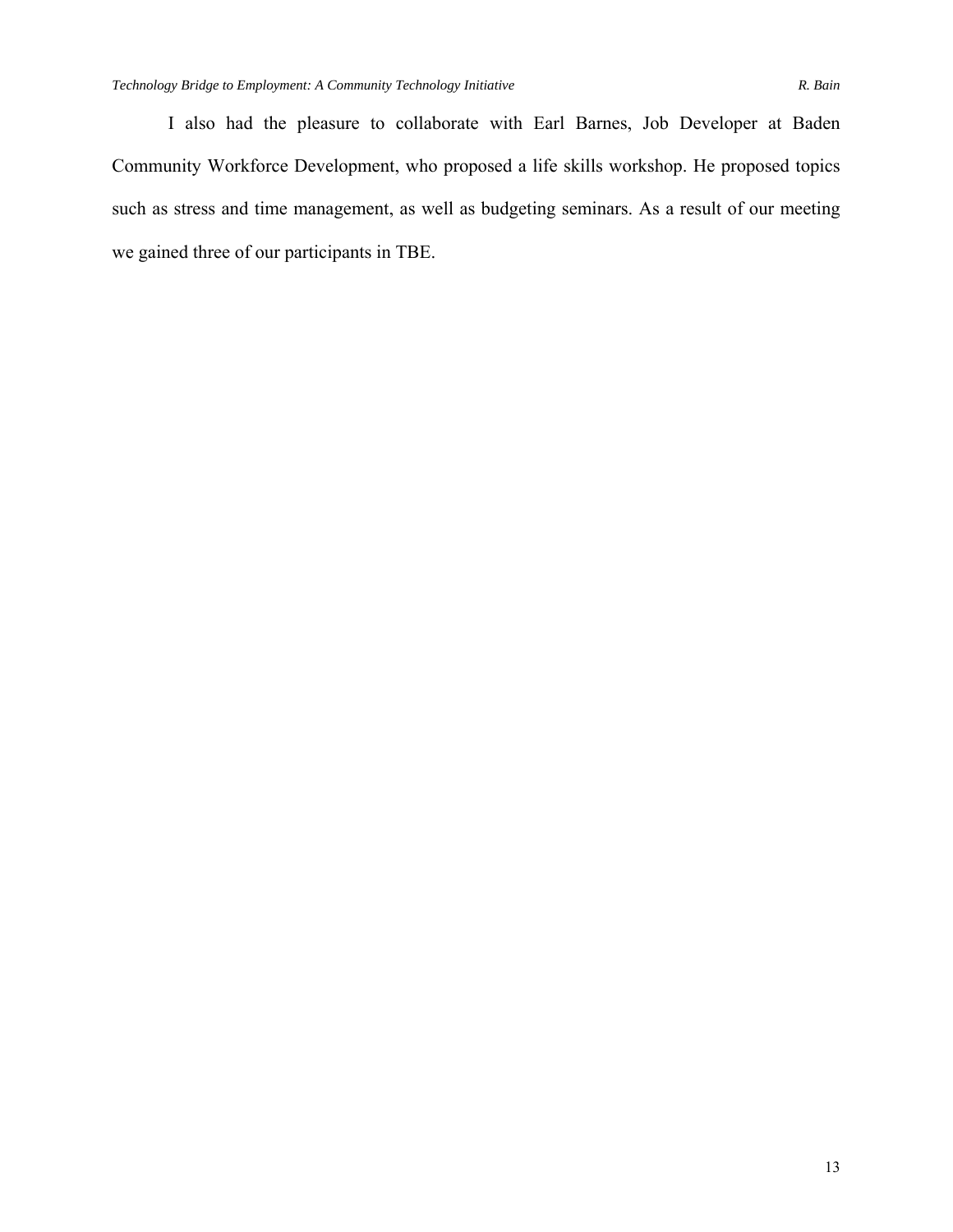I also had the pleasure to collaborate with Earl Barnes, Job Developer at Baden Community Workforce Development, who proposed a life skills workshop. He proposed topics such as stress and time management, as well as budgeting seminars. As a result of our meeting we gained three of our participants in TBE.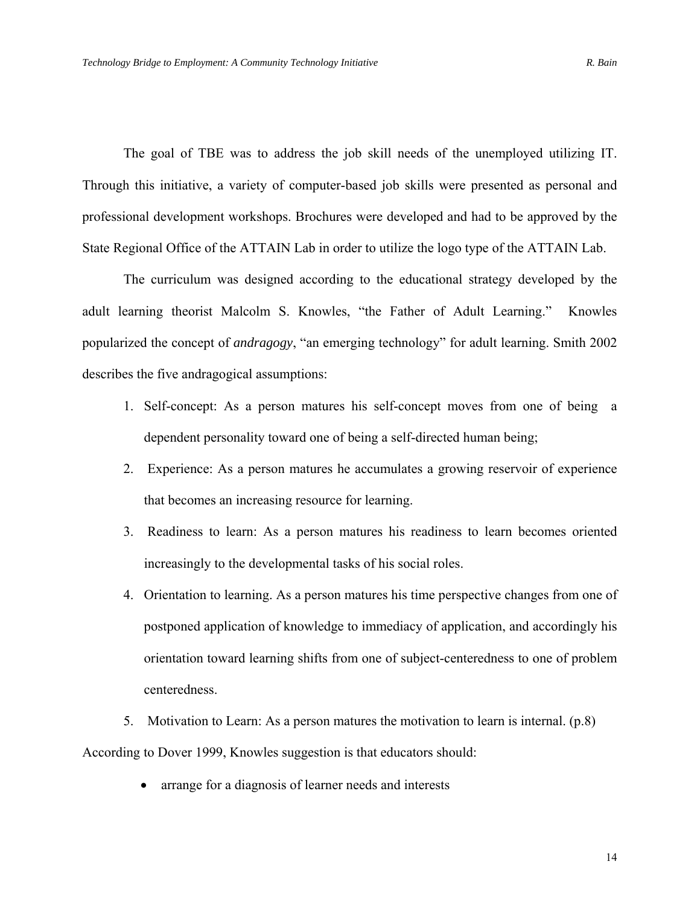The goal of TBE was to address the job skill needs of the unemployed utilizing IT. Through this initiative, a variety of computer-based job skills were presented as personal and professional development workshops. Brochures were developed and had to be approved by the State Regional Office of the ATTAIN Lab in order to utilize the logo type of the ATTAIN Lab.

The curriculum was designed according to the educational strategy developed by the adult learning theorist Malcolm S. Knowles, “the Father of Adult Learning.” Knowles popularized the concept of *andragogy*, “an emerging technology” for adult learning. Smith 2002 describes the five andragogical assumptions:

1. Self-concept: As a person matures his self-concept moves from one of being a dependent personality toward one of being a self-directed human being;
2. Experience: As a person matures he accumulates a growing reservoir of experience that becomes an increasing resource for learning.
3. Readiness to learn: As a person matures his readiness to learn becomes oriented increasingly to the developmental tasks of his social roles.
4. Orientation to learning. As a person matures his time perspective changes from one of postponed application of knowledge to immediacy of application, and accordingly his orientation toward learning shifts from one of subject-centeredness to one of problem centeredness.
5. Motivation to Learn: As a person matures the motivation to learn is internal. (p.8)

According to Dover 1999, Knowles suggestion is that educators should:

- arrange for a diagnosis of learner needs and interests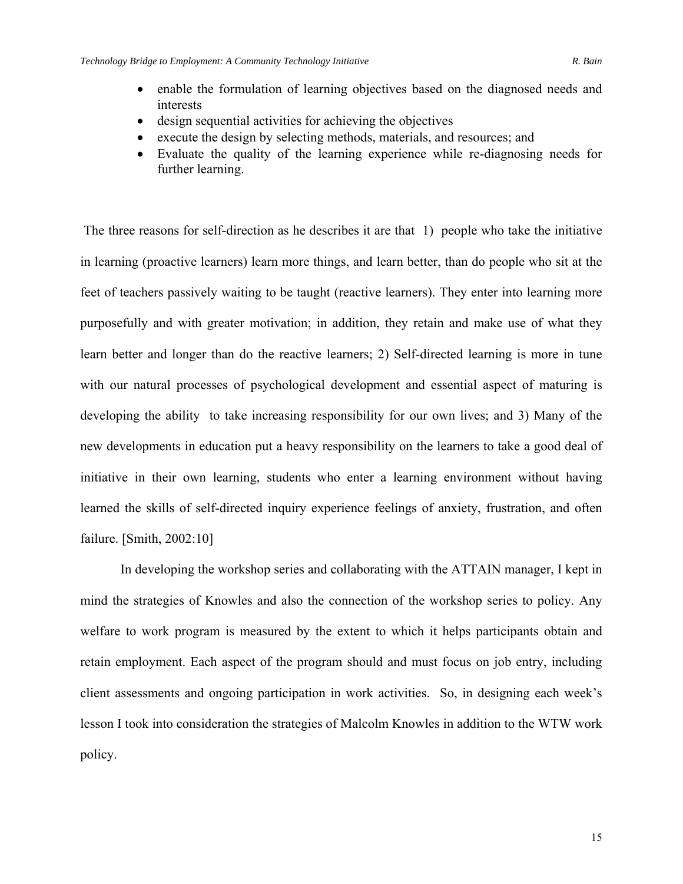- enable the formulation of learning objectives based on the diagnosed needs and interests
- design sequential activities for achieving the objectives
- execute the design by selecting methods, materials, and resources; and
- Evaluate the quality of the learning experience while re-diagnosing needs for further learning.

The three reasons for self-direction as he describes it are that 1) people who take the initiative in learning (proactive learners) learn more things, and learn better, than do people who sit at the feet of teachers passively waiting to be taught (reactive learners). They enter into learning more purposefully and with greater motivation; in addition, they retain and make use of what they learn better and longer than do the reactive learners; 2) Self-directed learning is more in tune with our natural processes of psychological development and essential aspect of maturing is developing the ability to take increasing responsibility for our own lives; and 3) Many of the new developments in education put a heavy responsibility on the learners to take a good deal of initiative in their own learning, students who enter a learning environment without having learned the skills of self-directed inquiry experience feelings of anxiety, frustration, and often failure. [Smith, 2002:10]

In developing the workshop series and collaborating with the ATTAIN manager, I kept in mind the strategies of Knowles and also the connection of the workshop series to policy. Any welfare to work program is measured by the extent to which it helps participants obtain and retain employment. Each aspect of the program should and must focus on job entry, including client assessments and ongoing participation in work activities. So, in designing each week's lesson I took into consideration the strategies of Malcolm Knowles in addition to the WTW work policy.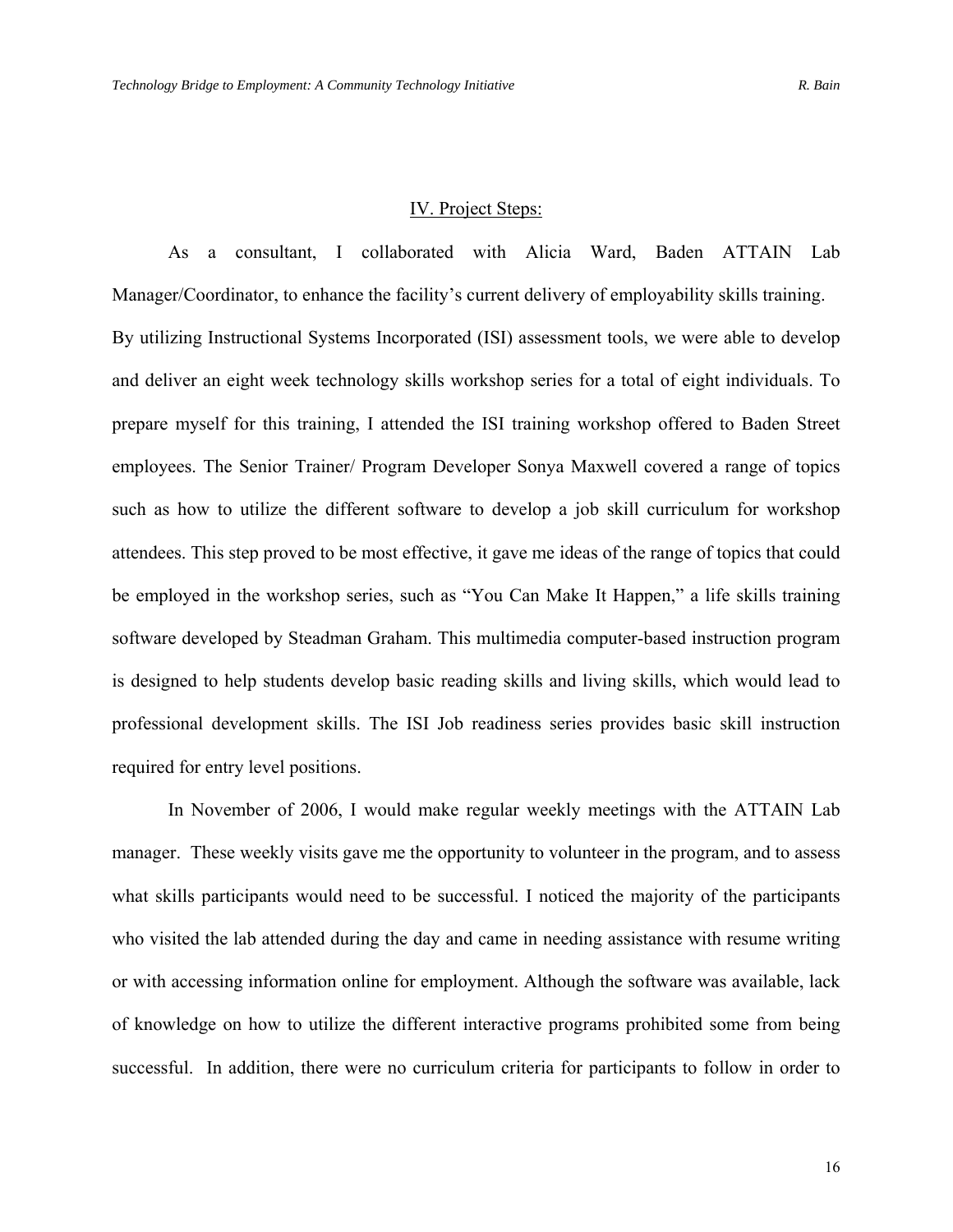## IV. Project Steps:

As a consultant, I collaborated with Alicia Ward, Baden ATTAIN Lab Manager/Coordinator, to enhance the facility's current delivery of employability skills training. By utilizing Instructional Systems Incorporated (ISI) assessment tools, we were able to develop and deliver an eight week technology skills workshop series for a total of eight individuals. To prepare myself for this training, I attended the ISI training workshop offered to Baden Street employees. The Senior Trainer/ Program Developer Sonya Maxwell covered a range of topics such as how to utilize the different software to develop a job skill curriculum for workshop attendees. This step proved to be most effective, it gave me ideas of the range of topics that could be employed in the workshop series, such as "You Can Make It Happen," a life skills training software developed by Steadman Graham. This multimedia computer-based instruction program is designed to help students develop basic reading skills and living skills, which would lead to professional development skills. The ISI Job readiness series provides basic skill instruction required for entry level positions.

In November of 2006, I would make regular weekly meetings with the ATTAIN Lab manager. These weekly visits gave me the opportunity to volunteer in the program, and to assess what skills participants would need to be successful. I noticed the majority of the participants who visited the lab attended during the day and came in needing assistance with resume writing or with accessing information online for employment. Although the software was available, lack of knowledge on how to utilize the different interactive programs prohibited some from being successful. In addition, there were no curriculum criteria for participants to follow in order to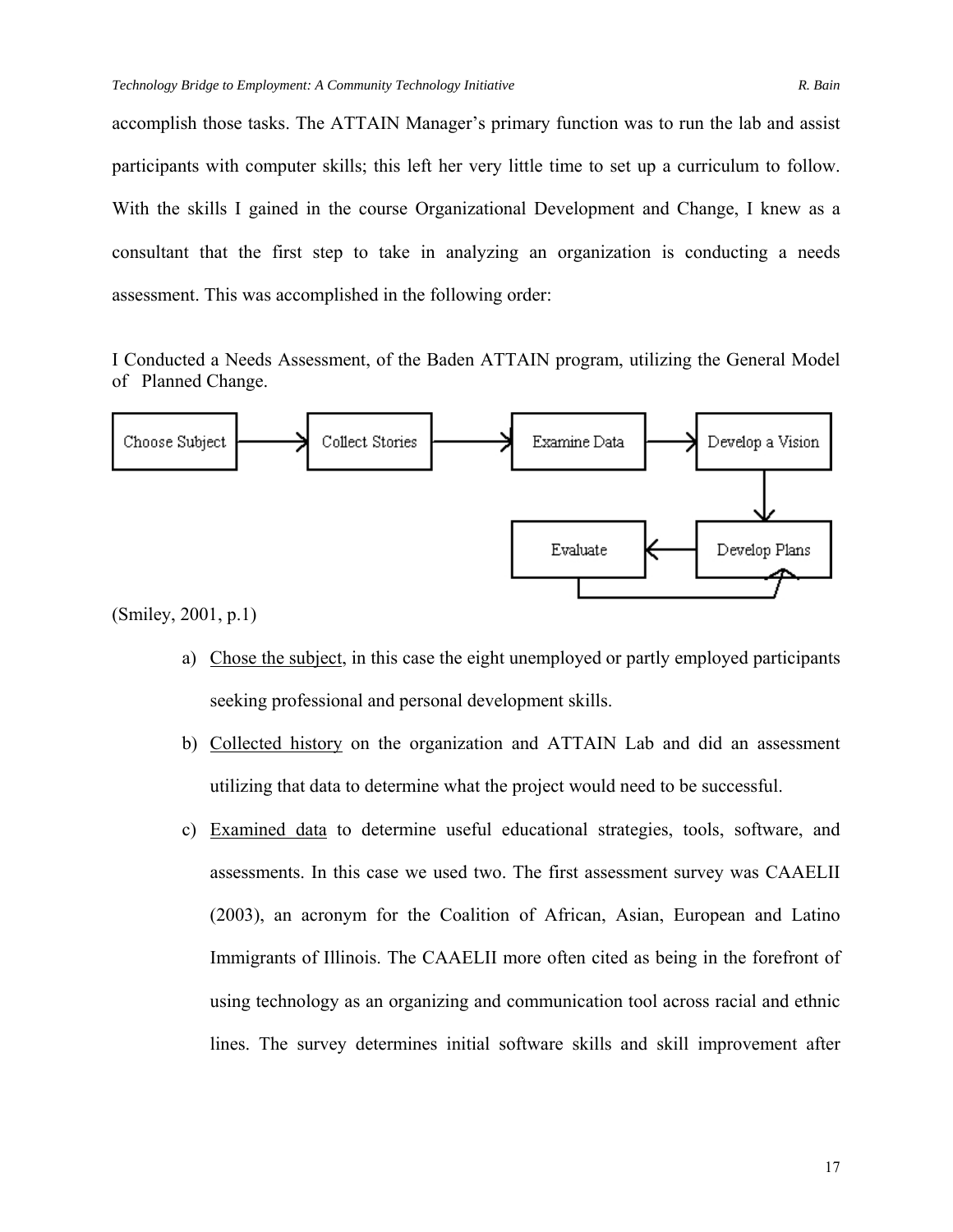accomplish those tasks. The ATTAIN Manager's primary function was to run the lab and assist participants with computer skills; this left her very little time to set up a curriculum to follow. With the skills I gained in the course Organizational Development and Change, I knew as a consultant that the first step to take in analyzing an organization is conducting a needs assessment. This was accomplished in the following order:

I Conducted a Needs Assessment, of the Baden ATTAIN program, utilizing the General Model of Planned Change.

Choose Subject → Collect Stories → Examine Data → Develop a Vision → Develop Plans → Evaluate

(Smiley, 2001, p.1)

a) Chose the subject, in this case the eight unemployed or partly employed participants seeking professional and personal development skills.

b) Collected history on the organization and ATTAIN Lab and did an assessment utilizing that data to determine what the project would need to be successful.

c) Examined data to determine useful educational strategies, tools, software, and assessments. In this case we used two. The first assessment survey was CAAELII (2003), an acronym for the Coalition of African, Asian, European and Latino Immigrants of Illinois. The CAAELII more often cited as being in the forefront of using technology as an organizing and communication tool across racial and ethnic lines. The survey determines initial software skills and skill improvement after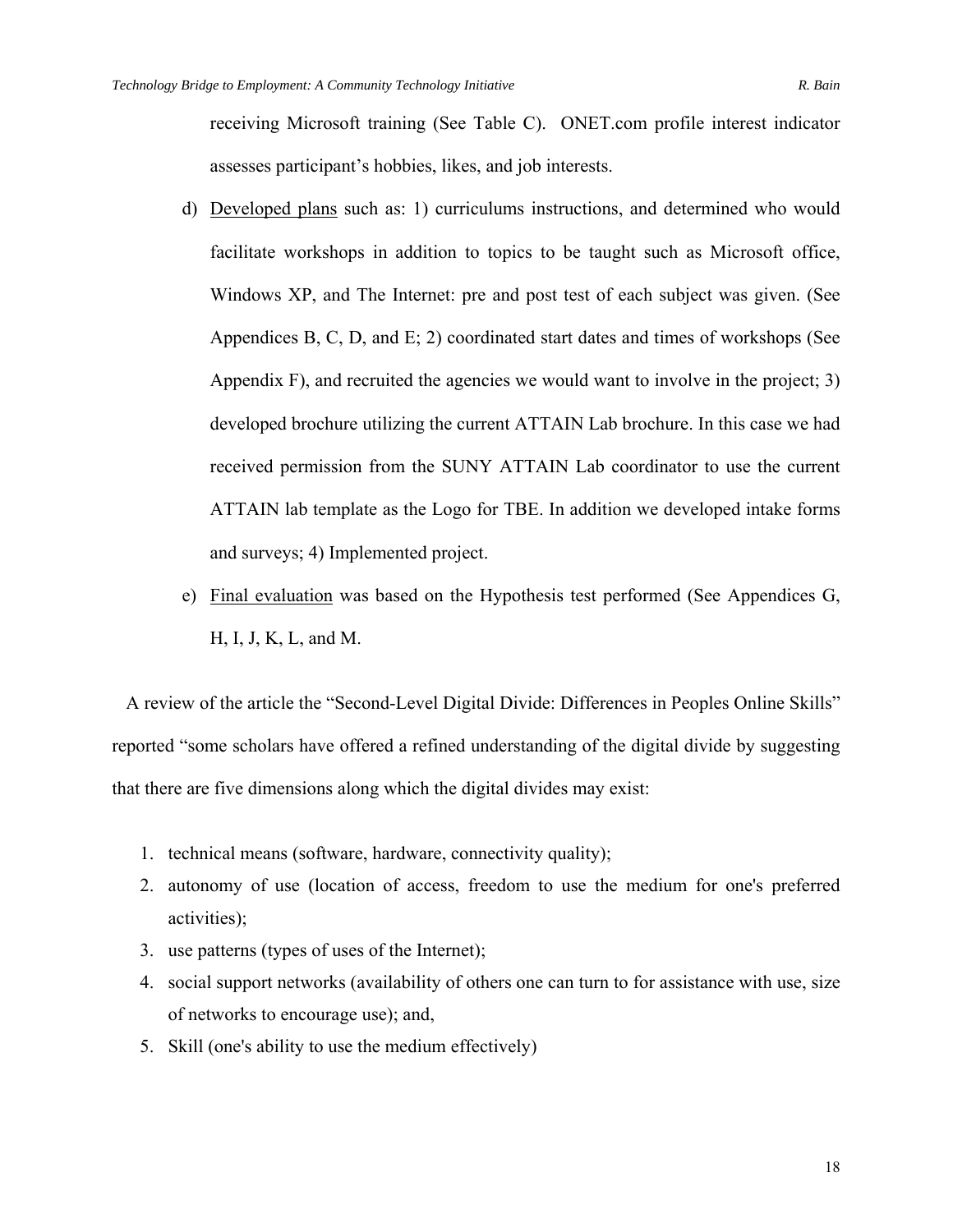receiving Microsoft training (See Table C). ONET.com profile interest indicator assesses participant's hobbies, likes, and job interests.

d) <u>Developed plans</u> such as: 1) curriculums instructions, and determined who would facilitate workshops in addition to topics to be taught such as Microsoft office, Windows XP, and The Internet: pre and post test of each subject was given. (See Appendices B, C, D, and E; 2) coordinated start dates and times of workshops (See Appendix F), and recruited the agencies we would want to involve in the project; 3) developed brochure utilizing the current ATTAIN Lab brochure. In this case we had received permission from the SUNY ATTAIN Lab coordinator to use the current ATTAIN lab template as the Logo for TBE. In addition we developed intake forms and surveys; 4) Implemented project.

e) <u>Final evaluation</u> was based on the Hypothesis test performed (See Appendices G, H, I, J, K, L, and M.

A review of the article the "Second-Level Digital Divide: Differences in Peoples Online Skills" reported "some scholars have offered a refined understanding of the digital divide by suggesting that there are five dimensions along which the digital divides may exist:

1. technical means (software, hardware, connectivity quality);
2. autonomy of use (location of access, freedom to use the medium for one's preferred activities);
3. use patterns (types of uses of the Internet);
4. social support networks (availability of others one can turn to for assistance with use, size of networks to encourage use); and,
5. Skill (one's ability to use the medium effectively)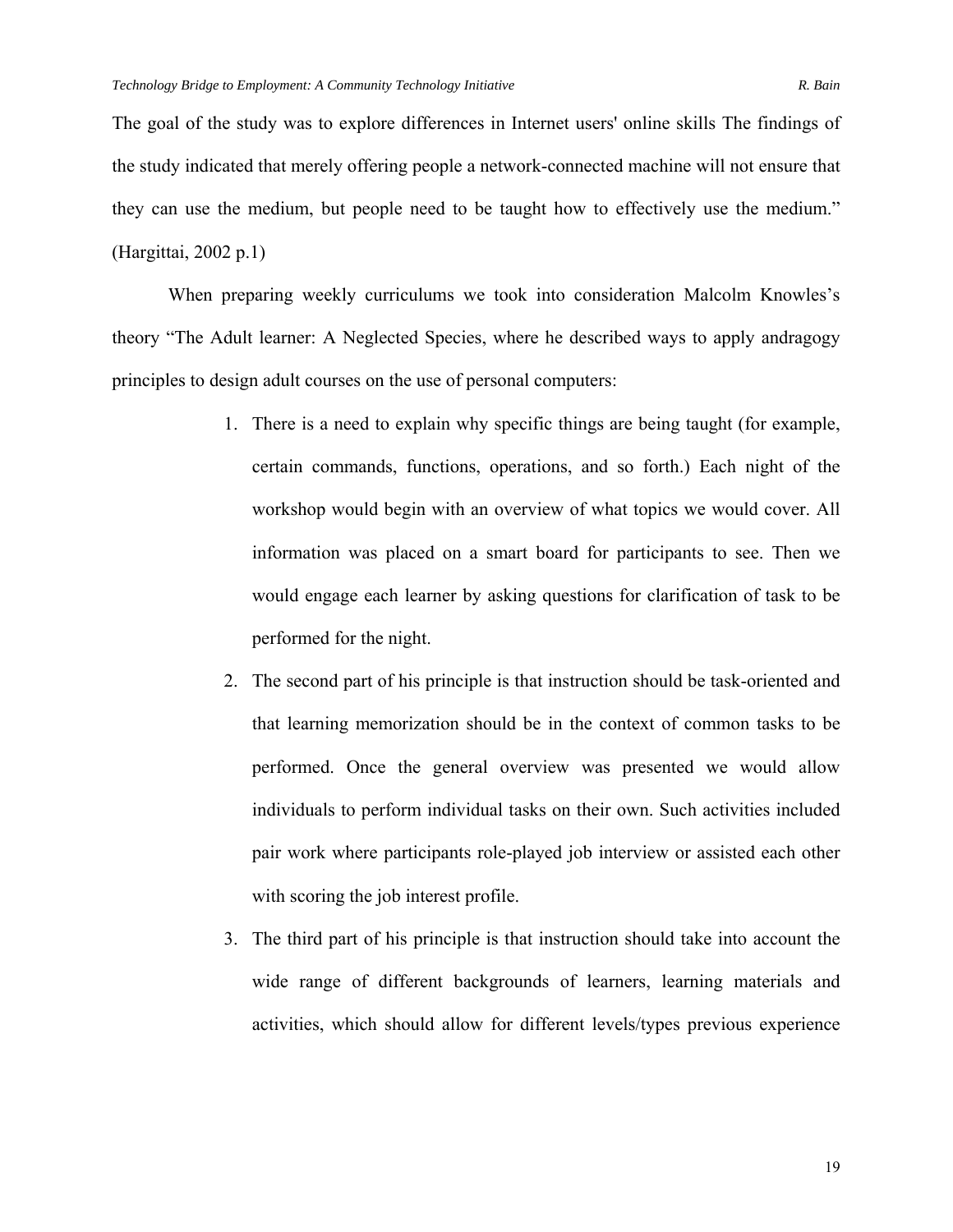The goal of the study was to explore differences in Internet users' online skills The findings of the study indicated that merely offering people a network-connected machine will not ensure that they can use the medium, but people need to be taught how to effectively use the medium." (Hargittai, 2002 p.1)

When preparing weekly curriculums we took into consideration Malcolm Knowles's theory "The Adult learner: A Neglected Species, where he described ways to apply andragogy principles to design adult courses on the use of personal computers:

1. There is a need to explain why specific things are being taught (for example, certain commands, functions, operations, and so forth.) Each night of the workshop would begin with an overview of what topics we would cover. All information was placed on a smart board for participants to see. Then we would engage each learner by asking questions for clarification of task to be performed for the night.
2. The second part of his principle is that instruction should be task-oriented and that learning memorization should be in the context of common tasks to be performed. Once the general overview was presented we would allow individuals to perform individual tasks on their own. Such activities included pair work where participants role-played job interview or assisted each other with scoring the job interest profile.
3. The third part of his principle is that instruction should take into account the wide range of different backgrounds of learners, learning materials and activities, which should allow for different levels/types previous experience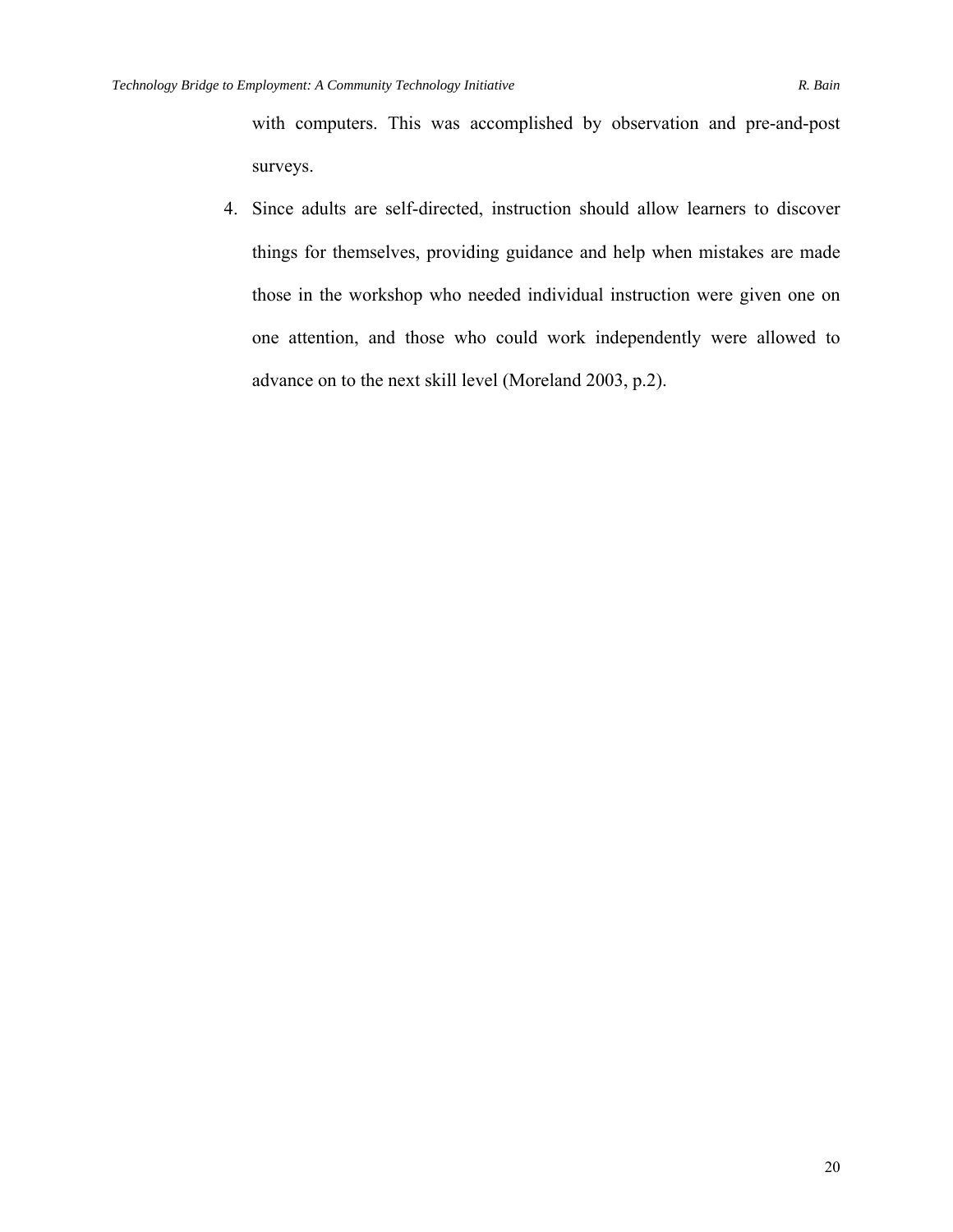with computers. This was accomplished by observation and pre-and-post surveys.

4. Since adults are self-directed, instruction should allow learners to discover things for themselves, providing guidance and help when mistakes are made those in the workshop who needed individual instruction were given one on one attention, and those who could work independently were allowed to advance on to the next skill level (Moreland 2003, p.2).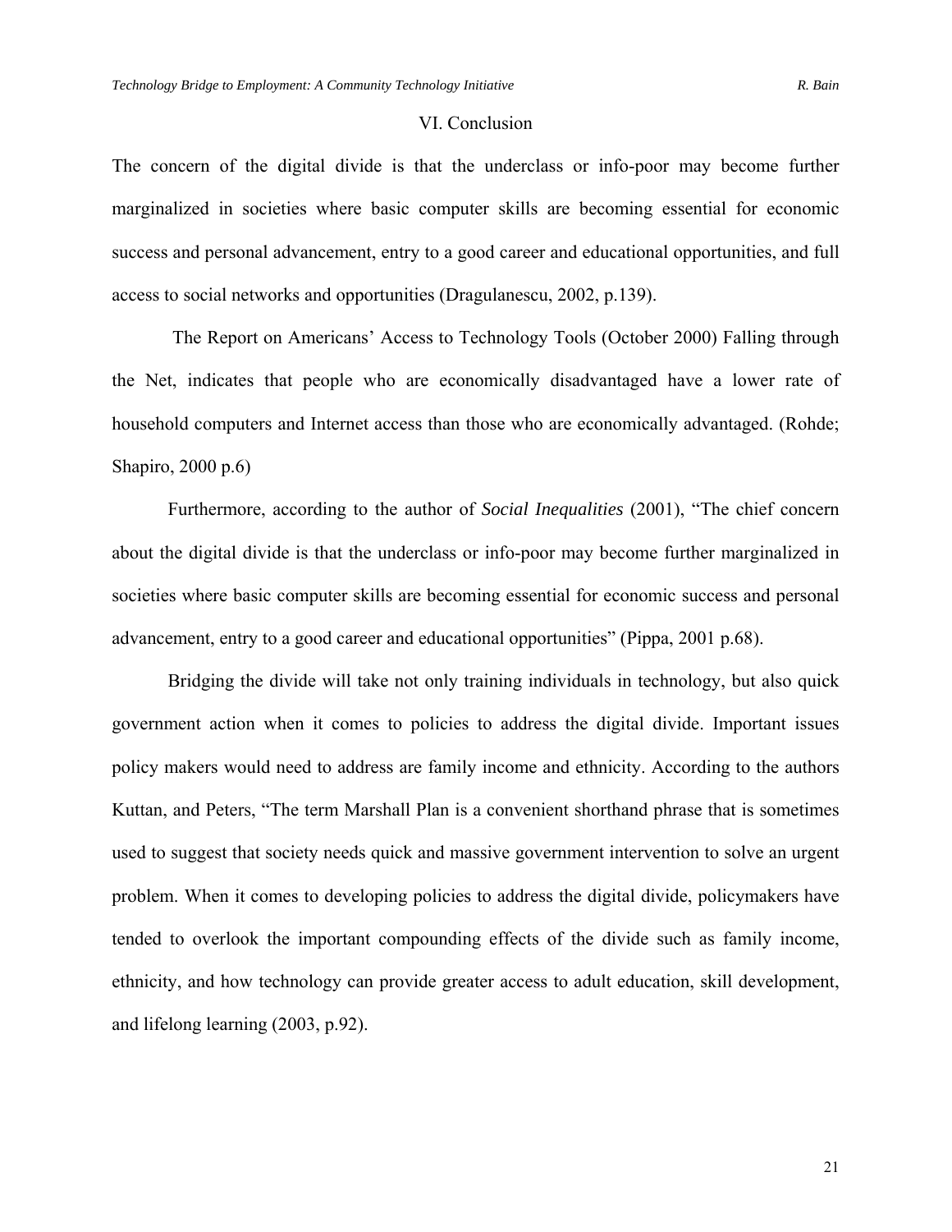## VI. Conclusion

The concern of the digital divide is that the underclass or info-poor may become further marginalized in societies where basic computer skills are becoming essential for economic success and personal advancement, entry to a good career and educational opportunities, and full access to social networks and opportunities (Dragulanescu, 2002, p.139).

The Report on Americans' Access to Technology Tools (October 2000) Falling through the Net, indicates that people who are economically disadvantaged have a lower rate of household computers and Internet access than those who are economically advantaged. (Rohde; Shapiro, 2000 p.6)

Furthermore, according to the author of *Social Inequalities* (2001), "The chief concern about the digital divide is that the underclass or info-poor may become further marginalized in societies where basic computer skills are becoming essential for economic success and personal advancement, entry to a good career and educational opportunities" (Pippa, 2001 p.68).

Bridging the divide will take not only training individuals in technology, but also quick government action when it comes to policies to address the digital divide. Important issues policy makers would need to address are family income and ethnicity. According to the authors Kuttan, and Peters, "The term Marshall Plan is a convenient shorthand phrase that is sometimes used to suggest that society needs quick and massive government intervention to solve an urgent problem. When it comes to developing policies to address the digital divide, policymakers have tended to overlook the important compounding effects of the divide such as family income, ethnicity, and how technology can provide greater access to adult education, skill development, and lifelong learning (2003, p.92).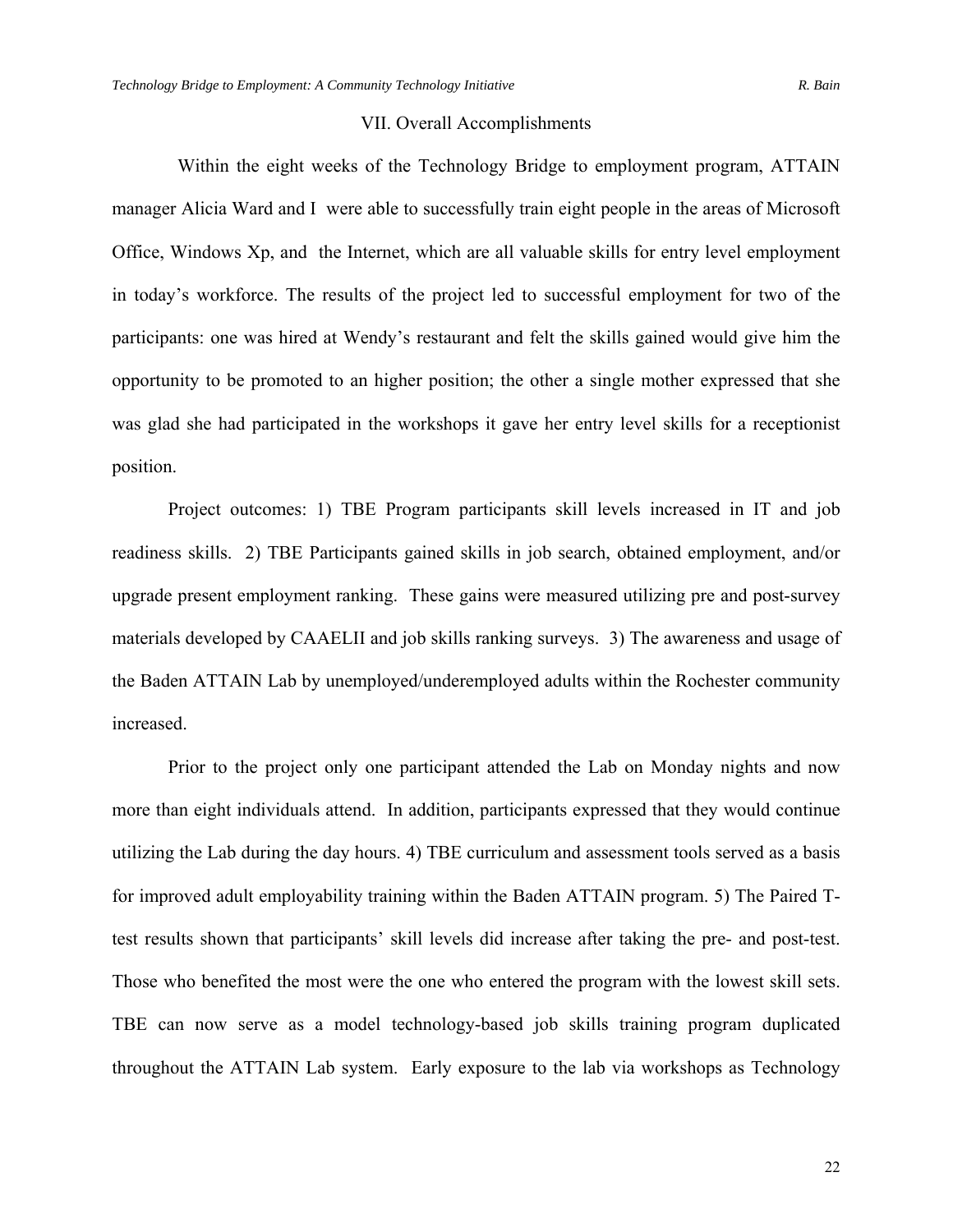## VII. Overall Accomplishments

Within the eight weeks of the Technology Bridge to employment program, ATTAIN manager Alicia Ward and I were able to successfully train eight people in the areas of Microsoft Office, Windows Xp, and the Internet, which are all valuable skills for entry level employment in today's workforce. The results of the project led to successful employment for two of the participants: one was hired at Wendy's restaurant and felt the skills gained would give him the opportunity to be promoted to an higher position; the other a single mother expressed that she was glad she had participated in the workshops it gave her entry level skills for a receptionist position.

Project outcomes: 1) TBE Program participants skill levels increased in IT and job readiness skills. 2) TBE Participants gained skills in job search, obtained employment, and/or upgrade present employment ranking. These gains were measured utilizing pre and post-survey materials developed by CAAELII and job skills ranking surveys. 3) The awareness and usage of the Baden ATTAIN Lab by unemployed/underemployed adults within the Rochester community increased.

Prior to the project only one participant attended the Lab on Monday nights and now more than eight individuals attend. In addition, participants expressed that they would continue utilizing the Lab during the day hours. 4) TBE curriculum and assessment tools served as a basis for improved adult employability training within the Baden ATTAIN program. 5) The Paired T-test results shown that participants' skill levels did increase after taking the pre- and post-test. Those who benefited the most were the one who entered the program with the lowest skill sets. TBE can now serve as a model technology-based job skills training program duplicated throughout the ATTAIN Lab system. Early exposure to the lab via workshops as Technology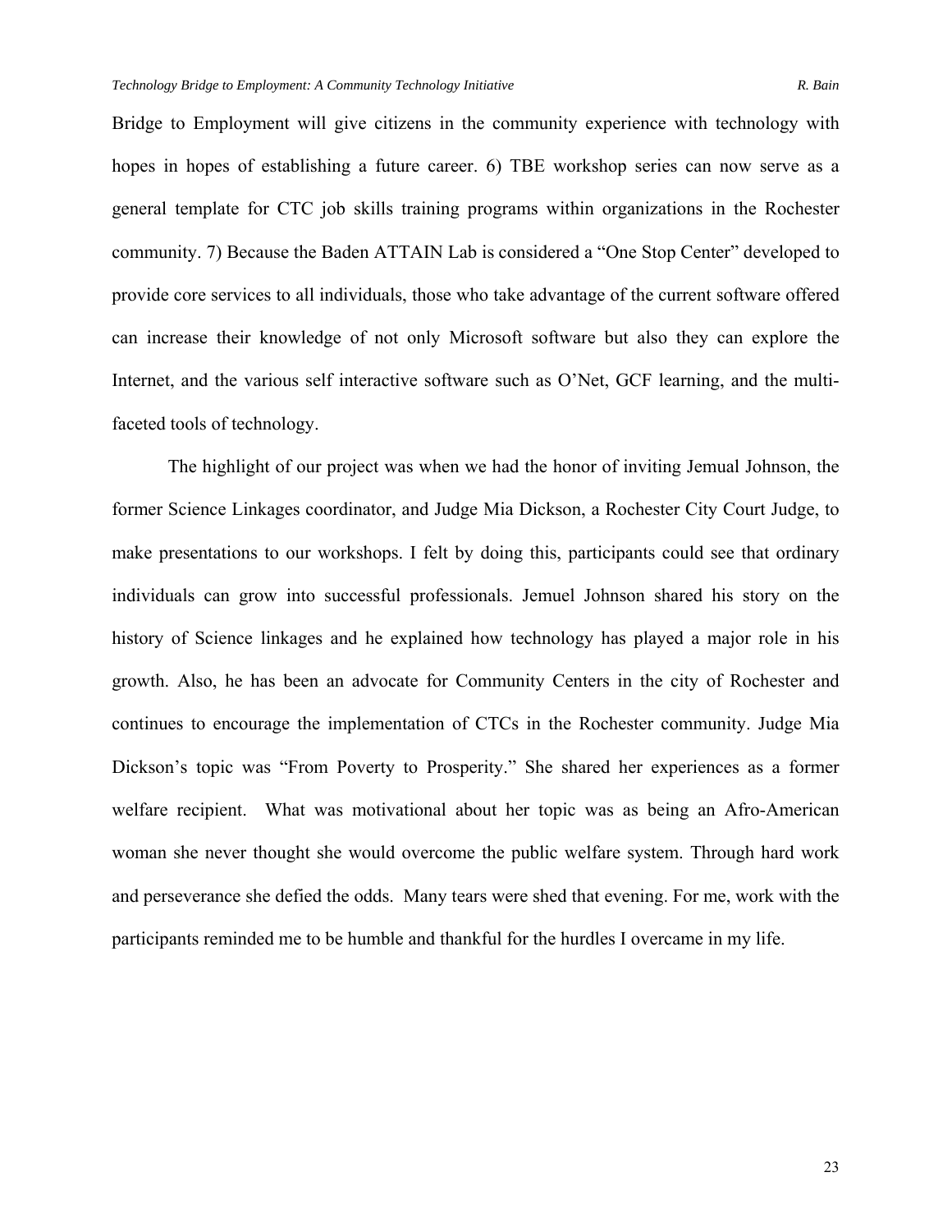Bridge to Employment will give citizens in the community experience with technology with hopes in hopes of establishing a future career. 6) TBE workshop series can now serve as a general template for CTC job skills training programs within organizations in the Rochester community. 7) Because the Baden ATTAIN Lab is considered a "One Stop Center" developed to provide core services to all individuals, those who take advantage of the current software offered can increase their knowledge of not only Microsoft software but also they can explore the Internet, and the various self interactive software such as O'Net, GCF learning, and the multi-faceted tools of technology.

The highlight of our project was when we had the honor of inviting Jemual Johnson, the former Science Linkages coordinator, and Judge Mia Dickson, a Rochester City Court Judge, to make presentations to our workshops. I felt by doing this, participants could see that ordinary individuals can grow into successful professionals. Jemuel Johnson shared his story on the history of Science linkages and he explained how technology has played a major role in his growth. Also, he has been an advocate for Community Centers in the city of Rochester and continues to encourage the implementation of CTCs in the Rochester community. Judge Mia Dickson's topic was "From Poverty to Prosperity." She shared her experiences as a former welfare recipient. What was motivational about her topic was as being an Afro-American woman she never thought she would overcome the public welfare system. Through hard work and perseverance she defied the odds. Many tears were shed that evening. For me, work with the participants reminded me to be humble and thankful for the hurdles I overcame in my life.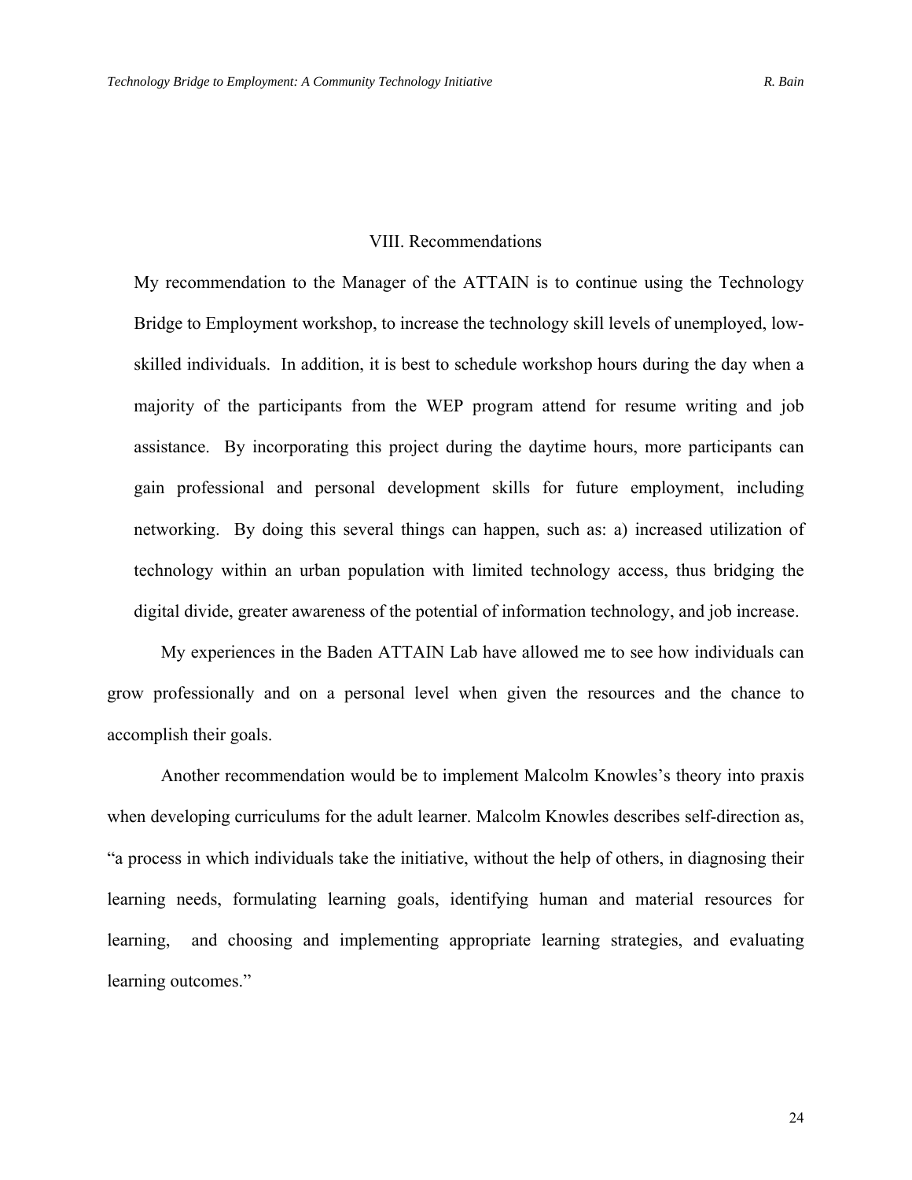## VIII. Recommendations

My recommendation to the Manager of the ATTAIN is to continue using the Technology Bridge to Employment workshop, to increase the technology skill levels of unemployed, low-skilled individuals. In addition, it is best to schedule workshop hours during the day when a majority of the participants from the WEP program attend for resume writing and job assistance. By incorporating this project during the daytime hours, more participants can gain professional and personal development skills for future employment, including networking. By doing this several things can happen, such as: a) increased utilization of technology within an urban population with limited technology access, thus bridging the digital divide, greater awareness of the potential of information technology, and job increase.

My experiences in the Baden ATTAIN Lab have allowed me to see how individuals can grow professionally and on a personal level when given the resources and the chance to accomplish their goals.

Another recommendation would be to implement Malcolm Knowles's theory into praxis when developing curriculums for the adult learner. Malcolm Knowles describes self-direction as, "a process in which individuals take the initiative, without the help of others, in diagnosing their learning needs, formulating learning goals, identifying human and material resources for learning, and choosing and implementing appropriate learning strategies, and evaluating learning outcomes."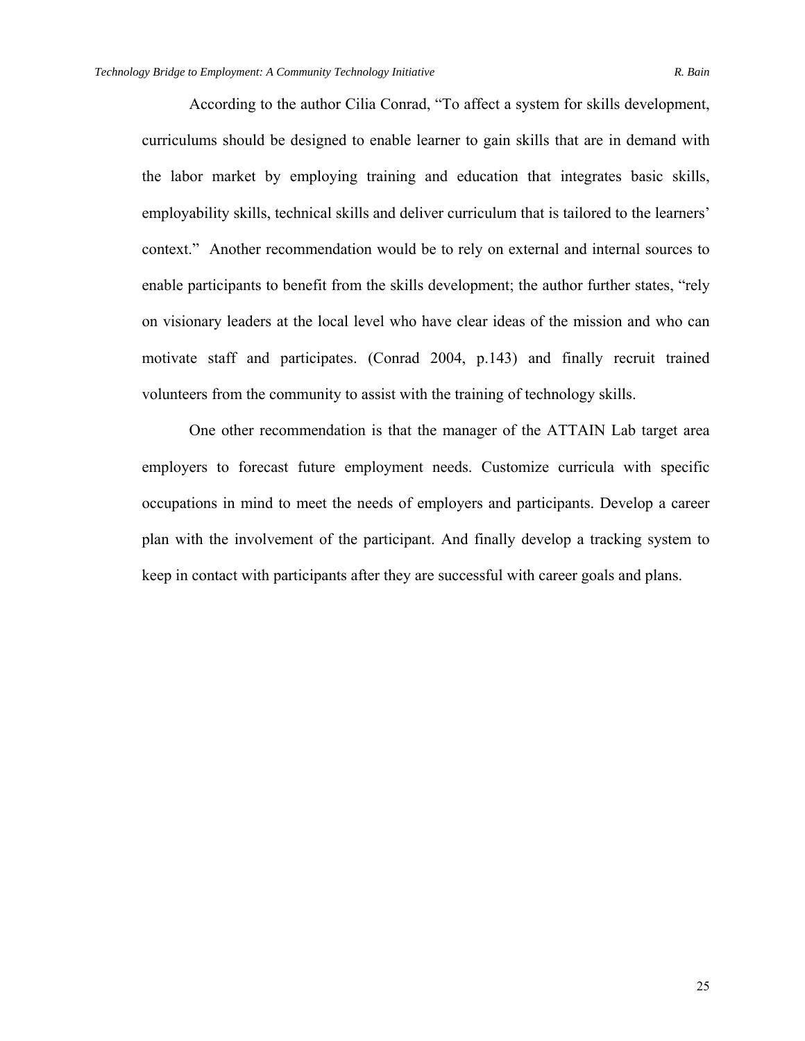According to the author Cilia Conrad, "To affect a system for skills development, curriculums should be designed to enable learner to gain skills that are in demand with the labor market by employing training and education that integrates basic skills, employability skills, technical skills and deliver curriculum that is tailored to the learners' context." Another recommendation would be to rely on external and internal sources to enable participants to benefit from the skills development; the author further states, "rely on visionary leaders at the local level who have clear ideas of the mission and who can motivate staff and participates. (Conrad 2004, p.143) and finally recruit trained volunteers from the community to assist with the training of technology skills.

One other recommendation is that the manager of the ATTAIN Lab target area employers to forecast future employment needs. Customize curricula with specific occupations in mind to meet the needs of employers and participants. Develop a career plan with the involvement of the participant. And finally develop a tracking system to keep in contact with participants after they are successful with career goals and plans.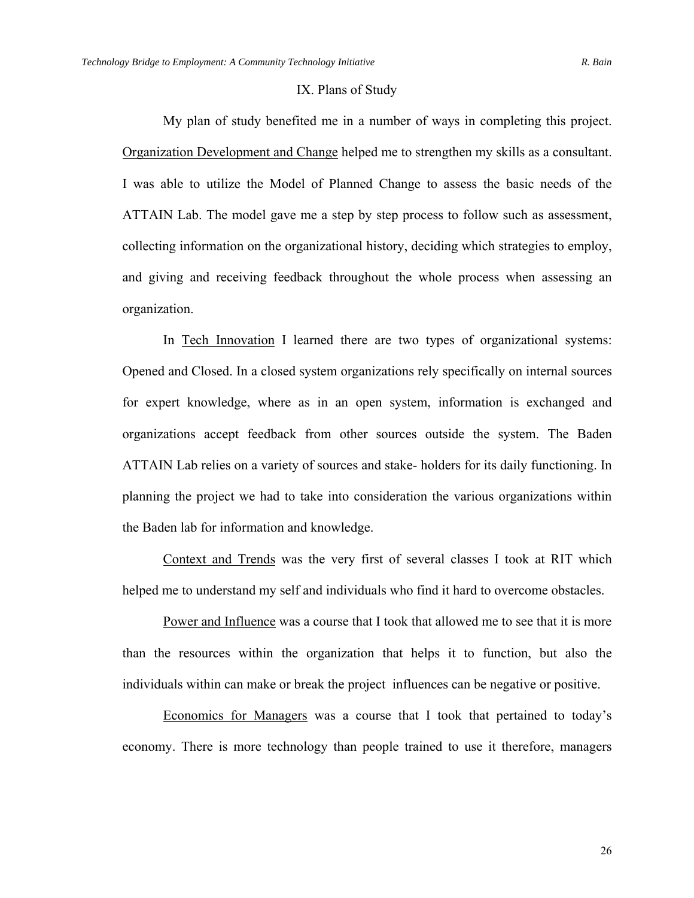## IX. Plans of Study

My plan of study benefited me in a number of ways in completing this project. Organization Development and Change helped me to strengthen my skills as a consultant. I was able to utilize the Model of Planned Change to assess the basic needs of the ATTAIN Lab. The model gave me a step by step process to follow such as assessment, collecting information on the organizational history, deciding which strategies to employ, and giving and receiving feedback throughout the whole process when assessing an organization.

In Tech Innovation I learned there are two types of organizational systems: Opened and Closed. In a closed system organizations rely specifically on internal sources for expert knowledge, where as in an open system, information is exchanged and organizations accept feedback from other sources outside the system. The Baden ATTAIN Lab relies on a variety of sources and stake- holders for its daily functioning. In planning the project we had to take into consideration the various organizations within the Baden lab for information and knowledge.

Context and Trends was the very first of several classes I took at RIT which helped me to understand my self and individuals who find it hard to overcome obstacles.

Power and Influence was a course that I took that allowed me to see that it is more than the resources within the organization that helps it to function, but also the individuals within can make or break the project influences can be negative or positive.

Economics for Managers was a course that I took that pertained to today's economy. There is more technology than people trained to use it therefore, managers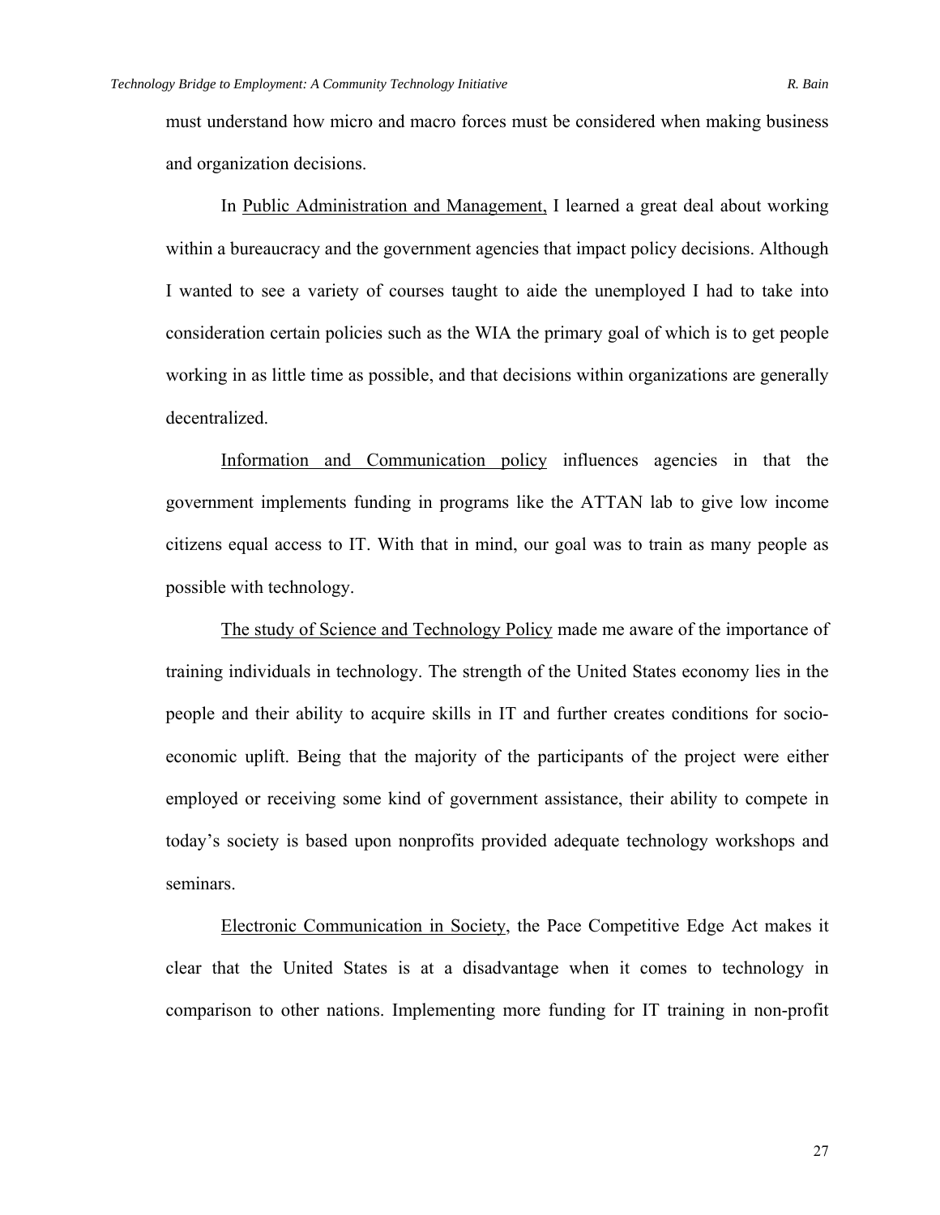must understand how micro and macro forces must be considered when making business and organization decisions.

In Public Administration and Management, I learned a great deal about working within a bureaucracy and the government agencies that impact policy decisions. Although I wanted to see a variety of courses taught to aide the unemployed I had to take into consideration certain policies such as the WIA the primary goal of which is to get people working in as little time as possible, and that decisions within organizations are generally decentralized.

Information and Communication policy influences agencies in that the government implements funding in programs like the ATTAN lab to give low income citizens equal access to IT. With that in mind, our goal was to train as many people as possible with technology.

The study of Science and Technology Policy made me aware of the importance of training individuals in technology. The strength of the United States economy lies in the people and their ability to acquire skills in IT and further creates conditions for socio-economic uplift. Being that the majority of the participants of the project were either employed or receiving some kind of government assistance, their ability to compete in today's society is based upon nonprofits provided adequate technology workshops and seminars.

Electronic Communication in Society, the Pace Competitive Edge Act makes it clear that the United States is at a disadvantage when it comes to technology in comparison to other nations. Implementing more funding for IT training in non-profit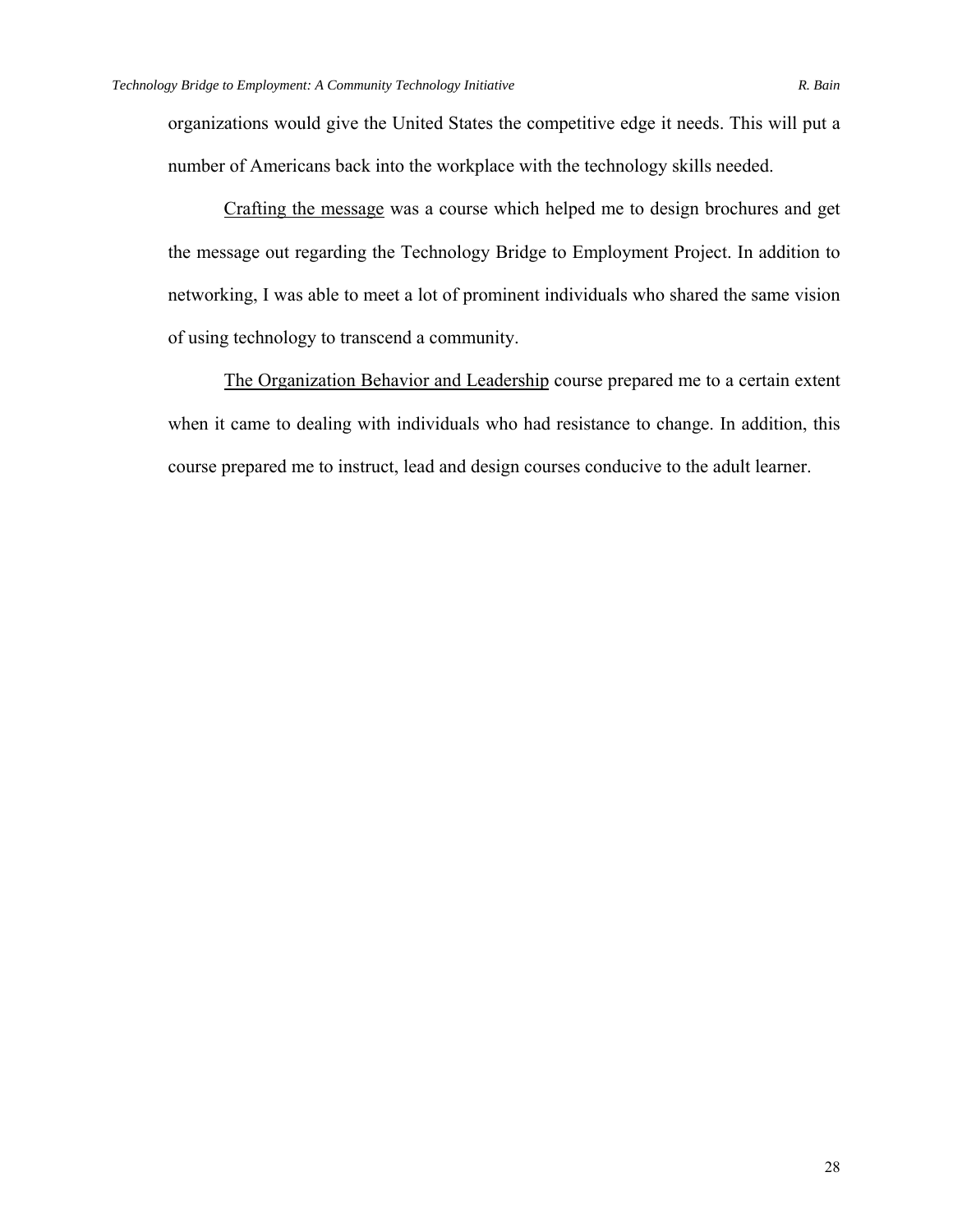organizations would give the United States the competitive edge it needs. This will put a number of Americans back into the workplace with the technology skills needed.

<u>Crafting the message</u> was a course which helped me to design brochures and get the message out regarding the Technology Bridge to Employment Project. In addition to networking, I was able to meet a lot of prominent individuals who shared the same vision of using technology to transcend a community.

<u>The Organization Behavior and Leadership</u> course prepared me to a certain extent when it came to dealing with individuals who had resistance to change. In addition, this course prepared me to instruct, lead and design courses conducive to the adult learner.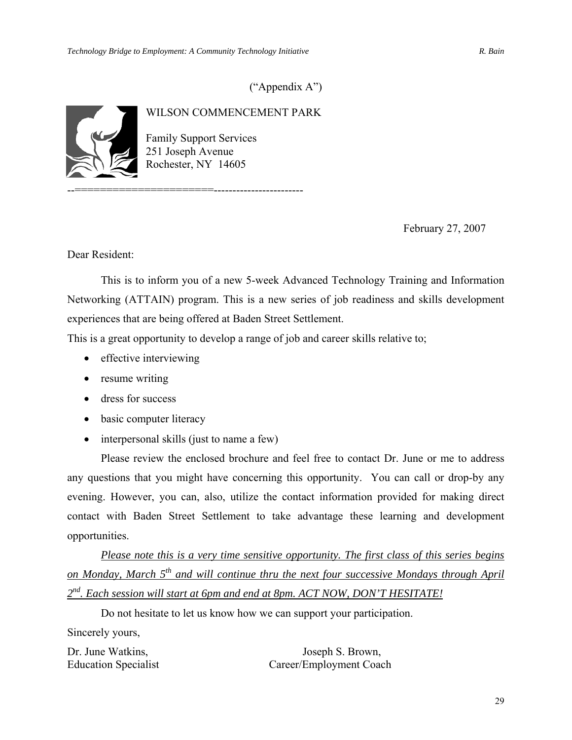("Appendix A")

WILSON COMMENCEMENT PARK

Family Support Services
251 Joseph Avenue
Rochester, NY 14605

--=======================------------------------

February 27, 2007

Dear Resident:

This is to inform you of a new 5-week Advanced Technology Training and Information Networking (ATTAIN) program. This is a new series of job readiness and skills development experiences that are being offered at Baden Street Settlement.

This is a great opportunity to develop a range of job and career skills relative to;

- effective interviewing
- resume writing
- dress for success
- basic computer literacy
- interpersonal skills (just to name a few)

Please review the enclosed brochure and feel free to contact Dr. June or me to address any questions that you might have concerning this opportunity. You can call or drop-by any evening. However, you can, also, utilize the contact information provided for making direct contact with Baden Street Settlement to take advantage these learning and development opportunities.

*<u>Please note this is a very time sensitive opportunity. The first class of this series begins on Monday, March 5th and will continue thru the next four successive Mondays through April 2nd. Each session will start at 6pm and end at 8pm. ACT NOW, DON'T HESITATE!</u>*

Do not hesitate to let us know how we can support your participation.

Sincerely yours,

Dr. June Watkins,
Education Specialist

Joseph S. Brown,
Career/Employment Coach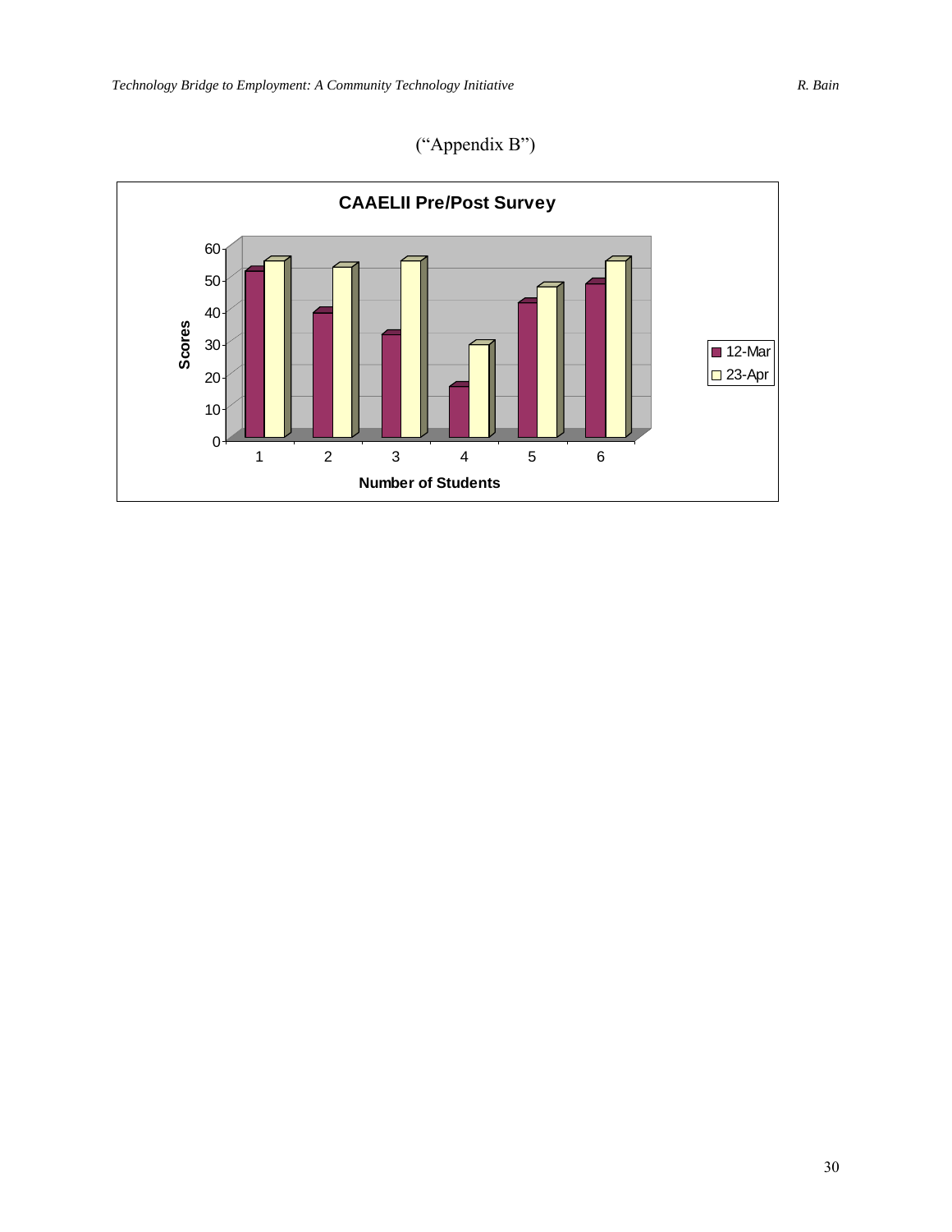("Appendix B")

**CAAELII Pre/Post Survey**

Scores

60
50
40
30
20
10
0

1 2 3 4 5 6

**Number of Students**

12-Mar
23-Apr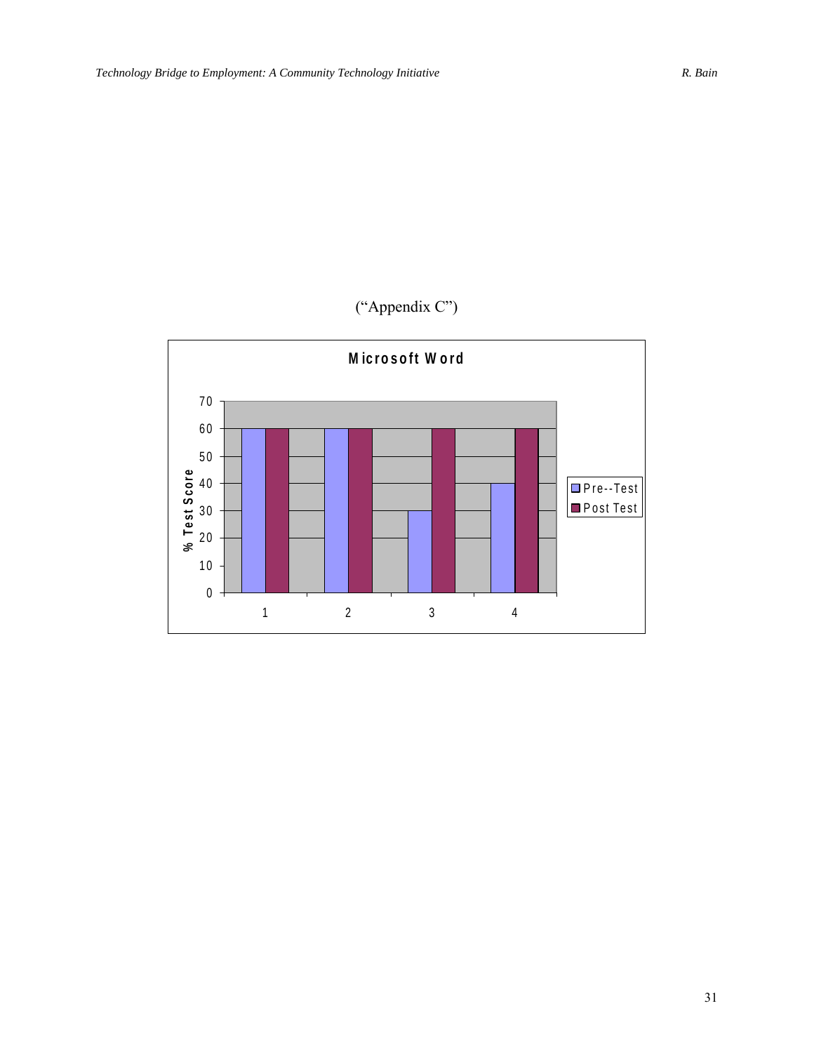("Appendix C")

**Microsoft Word**

| | Pre--Test | Post Test |
|---|---|---|
| 1 | 60 | 60 |
| 2 | 60 | 60 |
| 3 | 30 | 60 |
| 4 | 40 | 60 |

% Test Score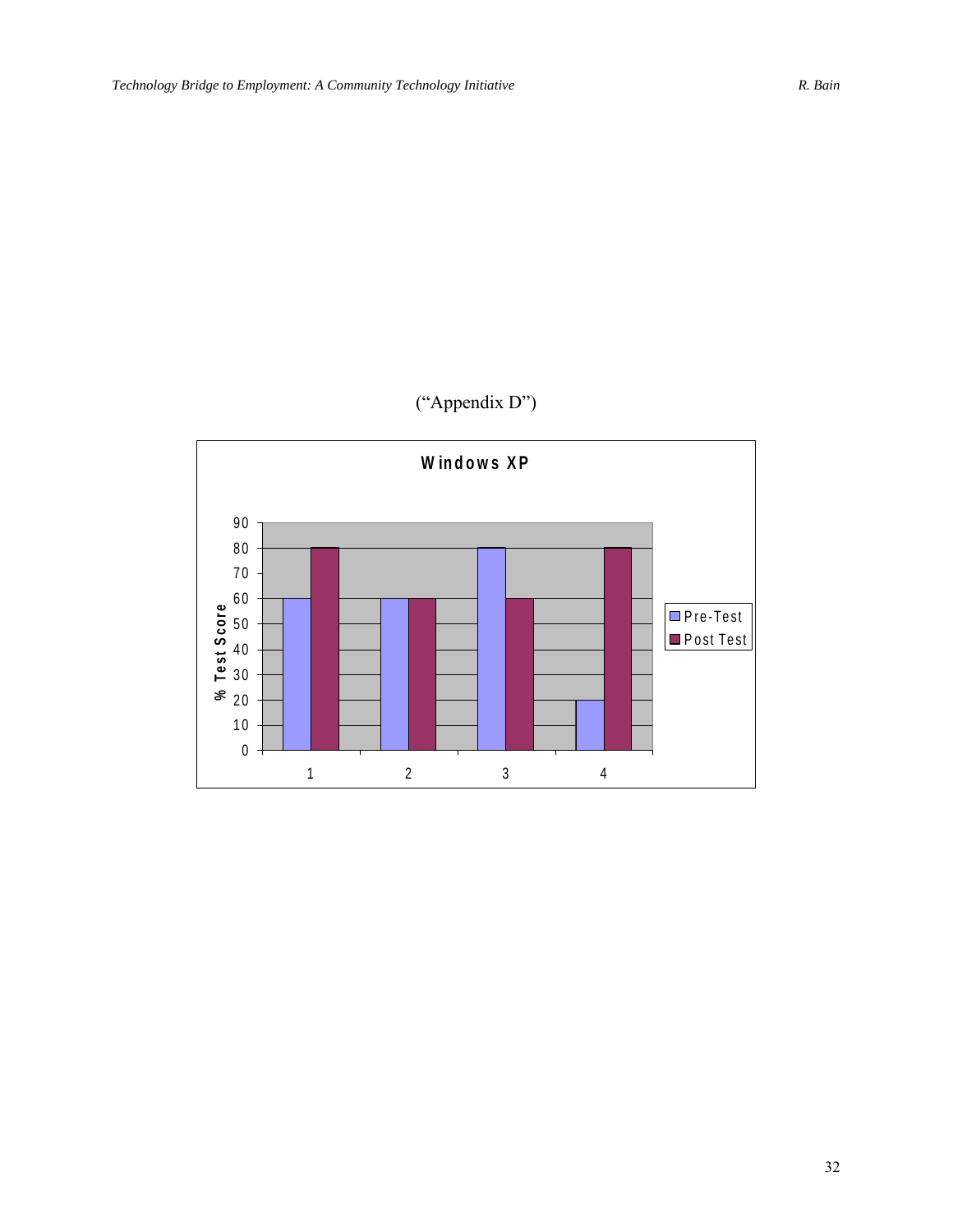("Appendix D")

**Windows XP**

| | Pre-Test (% Test Score) | Post Test (% Test Score) |
|---|---|---|
| 1 | 60 | 80 |
| 2 | 60 | 60 |
| 3 | 80 | 60 |
| 4 | 20 | 80 |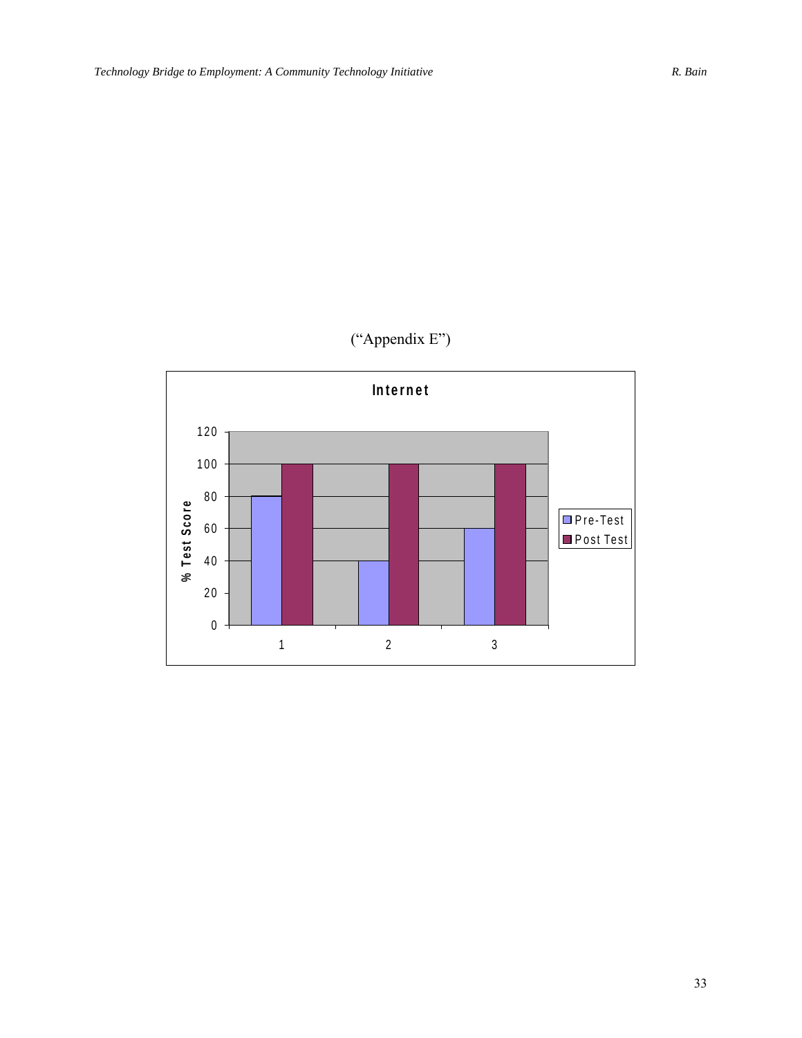("Appendix E")

**Internet**

| % Test Score | Pre-Test | Post Test |
|---|---|---|
| 1 | 80 | 100 |
| 2 | 40 | 100 |
| 3 | 60 | 100 |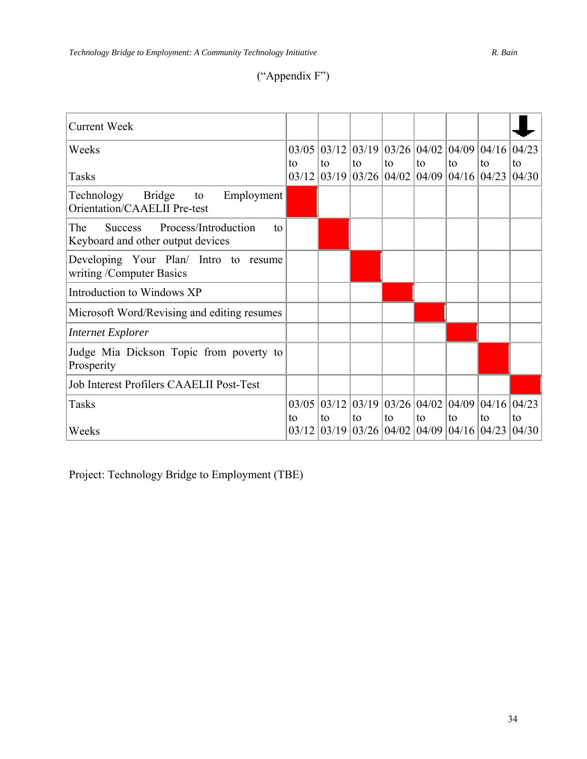("Appendix F")

| Current Week | | | | | | | | ↓ |
|---|---|---|---|---|---|---|---|---|
| Weeks<br><br>Tasks | 03/05 to 03/12 | 03/12 to 03/19 | 03/19 to 03/26 | 03/26 to 04/02 | 04/02 to 04/09 | 04/09 to 04/16 | 04/16 to 04/23 | 04/23 to 04/30 |
| Technology Bridge to Employment Orientation/CAAELII Pre-test | ■ | | | | | | | |
| The Success Process/Introduction to Keyboard and other output devices | | ■ | | | | | | |
| Developing Your Plan/ Intro to resume writing /Computer Basics | | | ■ | | | | | |
| Introduction to Windows XP | | | | ■ | | | | |
| Microsoft Word/Revising and editing resumes | | | | | ■ | | | |
| *Internet Explorer* | | | | | | ■ | | |
| Judge Mia Dickson Topic from poverty to Prosperity | | | | | | | ■ | |
| Job Interest Profilers CAAELII Post-Test | | | | | | | | ■ |
| Tasks<br><br>Weeks | 03/05 to 03/12 | 03/12 to 03/19 | 03/19 to 03/26 | 03/26 to 04/02 | 04/02 to 04/09 | 04/09 to 04/16 | 04/16 to 04/23 | 04/23 to 04/30 |

Project: Technology Bridge to Employment (TBE)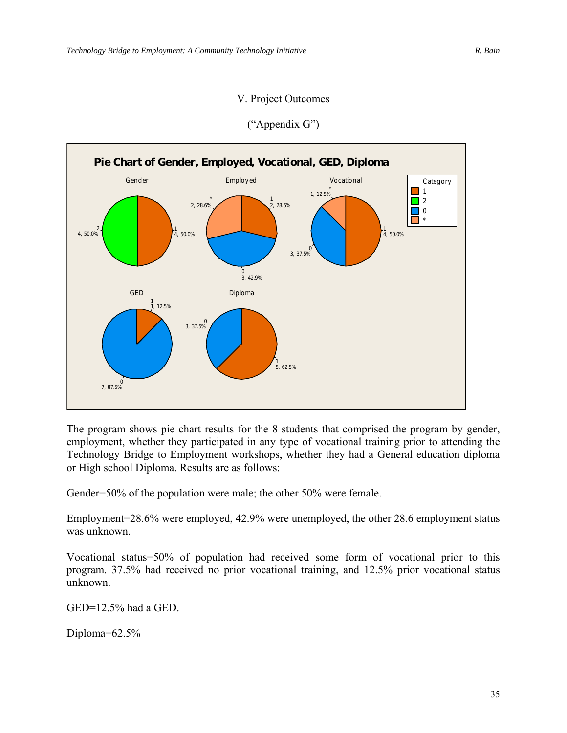## V. Project Outcomes

("Appendix G")

The program shows pie chart results for the 8 students that comprised the program by gender, employment, whether they participated in any type of vocational training prior to attending the Technology Bridge to Employment workshops, whether they had a General education diploma or High school Diploma. Results are as follows:

Gender=50% of the population were male; the other 50% were female.

Employment=28.6% were employed, 42.9% were unemployed, the other 28.6 employment status was unknown.

Vocational status=50% of population had received some form of vocational prior to this program. 37.5% had received no prior vocational training, and 12.5% prior vocational status unknown.

GED=12.5% had a GED.

Diploma=62.5%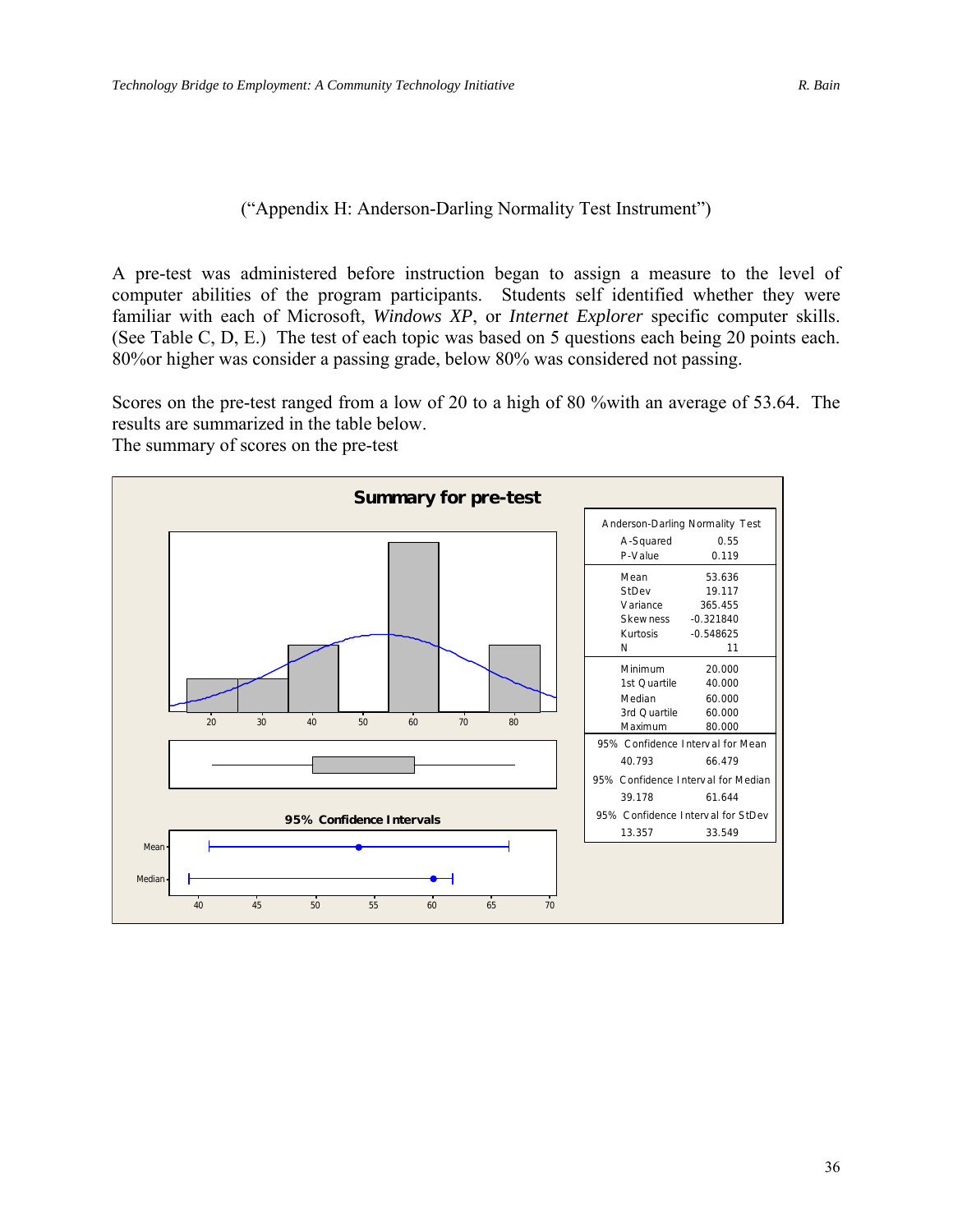("Appendix H: Anderson-Darling Normality Test Instrument")

A pre-test was administered before instruction began to assign a measure to the level of computer abilities of the program participants. Students self identified whether they were familiar with each of Microsoft, *Windows XP*, or *Internet Explorer* specific computer skills. (See Table C, D, E.) The test of each topic was based on 5 questions each being 20 points each. 80%or higher was consider a passing grade, below 80% was considered not passing.

Scores on the pre-test ranged from a low of 20 to a high of 80 %with an average of 53.64. The results are summarized in the table below.
The summary of scores on the pre-test

**Summary for pre-test**

| Anderson-Darling Normality Test | |
|---|---|
| A-Squared | 0.55 |
| P-Value | 0.119 |
| Mean | 53.636 |
| StDev | 19.117 |
| Variance | 365.455 |
| Skewness | -0.321840 |
| Kurtosis | -0.548625 |
| N | 11 |
| Minimum | 20.000 |
| 1st Quartile | 40.000 |
| Median | 60.000 |
| 3rd Quartile | 60.000 |
| Maximum | 80.000 |
| 95% Confidence Interval for Mean | |
| 40.793 | 66.479 |
| 95% Confidence Interval for Median | |
| 39.178 | 61.644 |
| 95% Confidence Interval for StDev | |
| 13.357 | 33.549 |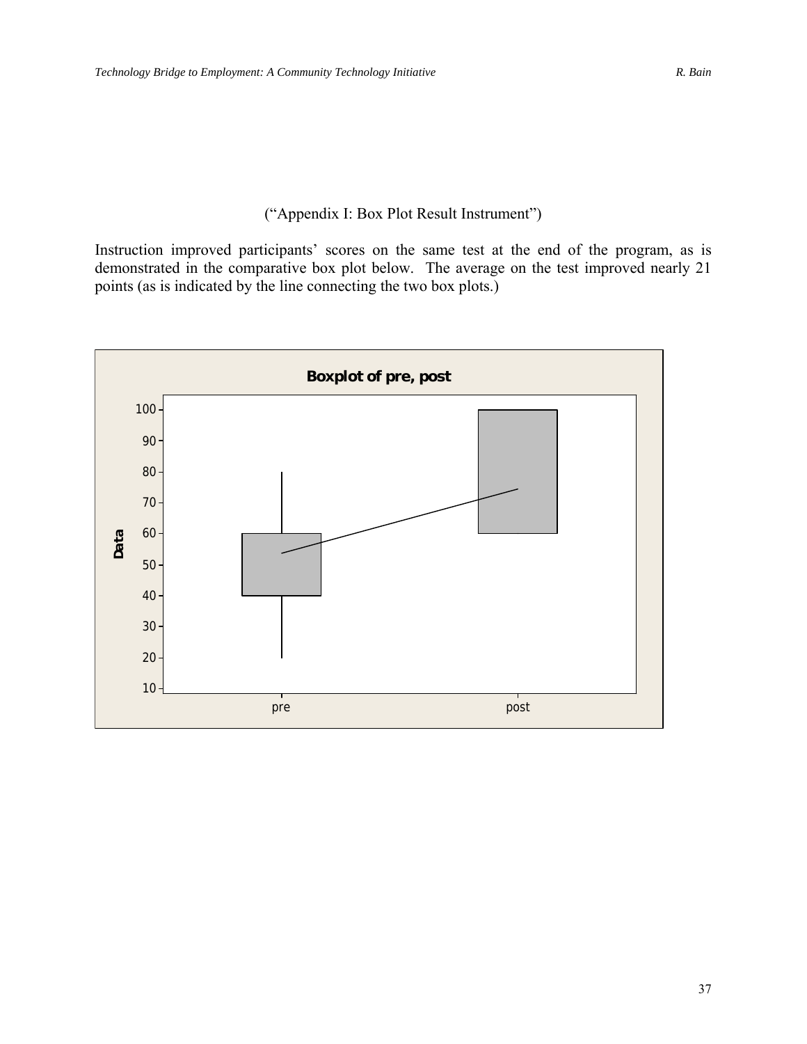("Appendix I: Box Plot Result Instrument")

Instruction improved participants' scores on the same test at the end of the program, as is demonstrated in the comparative box plot below. The average on the test improved nearly 21 points (as is indicated by the line connecting the two box plots.)

**Boxplot of pre, post**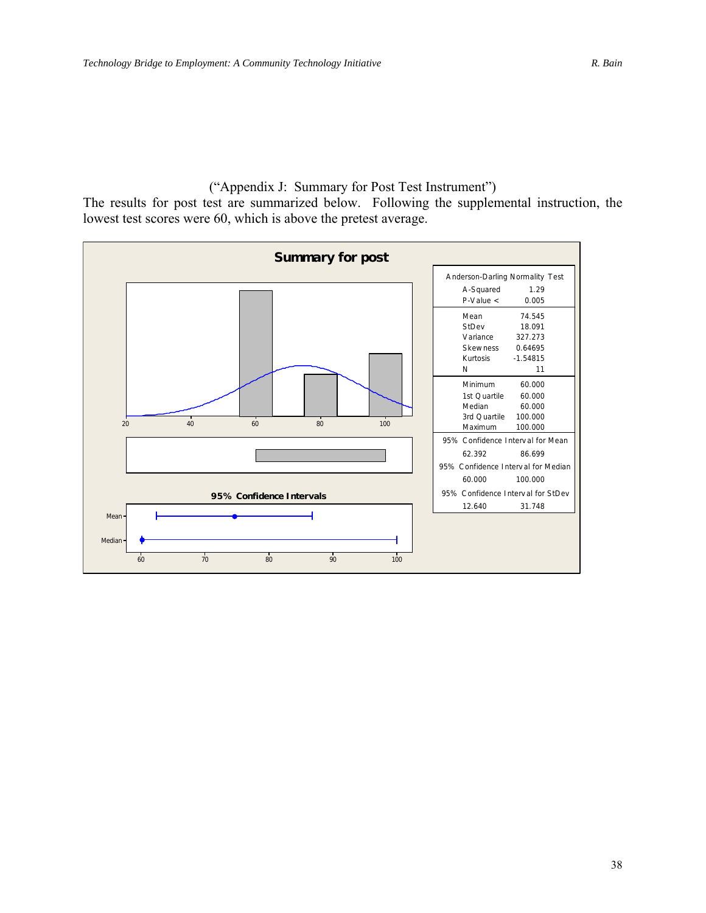("Appendix J: Summary for Post Test Instrument")

The results for post test are summarized below. Following the supplemental instruction, the lowest test scores were 60, which is above the pretest average.

**Summary for post**

| Anderson-Darling Normality Test | |
|---|---|
| A-Squared | 1.29 |
| P-Value < | 0.005 |
| Mean | 74.545 |
| StDev | 18.091 |
| Variance | 327.273 |
| Skewness | 0.64695 |
| Kurtosis | -1.54815 |
| N | 11 |
| Minimum | 60.000 |
| 1st Quartile | 60.000 |
| Median | 60.000 |
| 3rd Quartile | 100.000 |
| Maximum | 100.000 |
| 95% Confidence Interval for Mean | |
| 62.392 | 86.699 |
| 95% Confidence Interval for Median | |
| 60.000 | 100.000 |
| 95% Confidence Interval for StDev | |
| 12.640 | 31.748 |

95% Confidence Intervals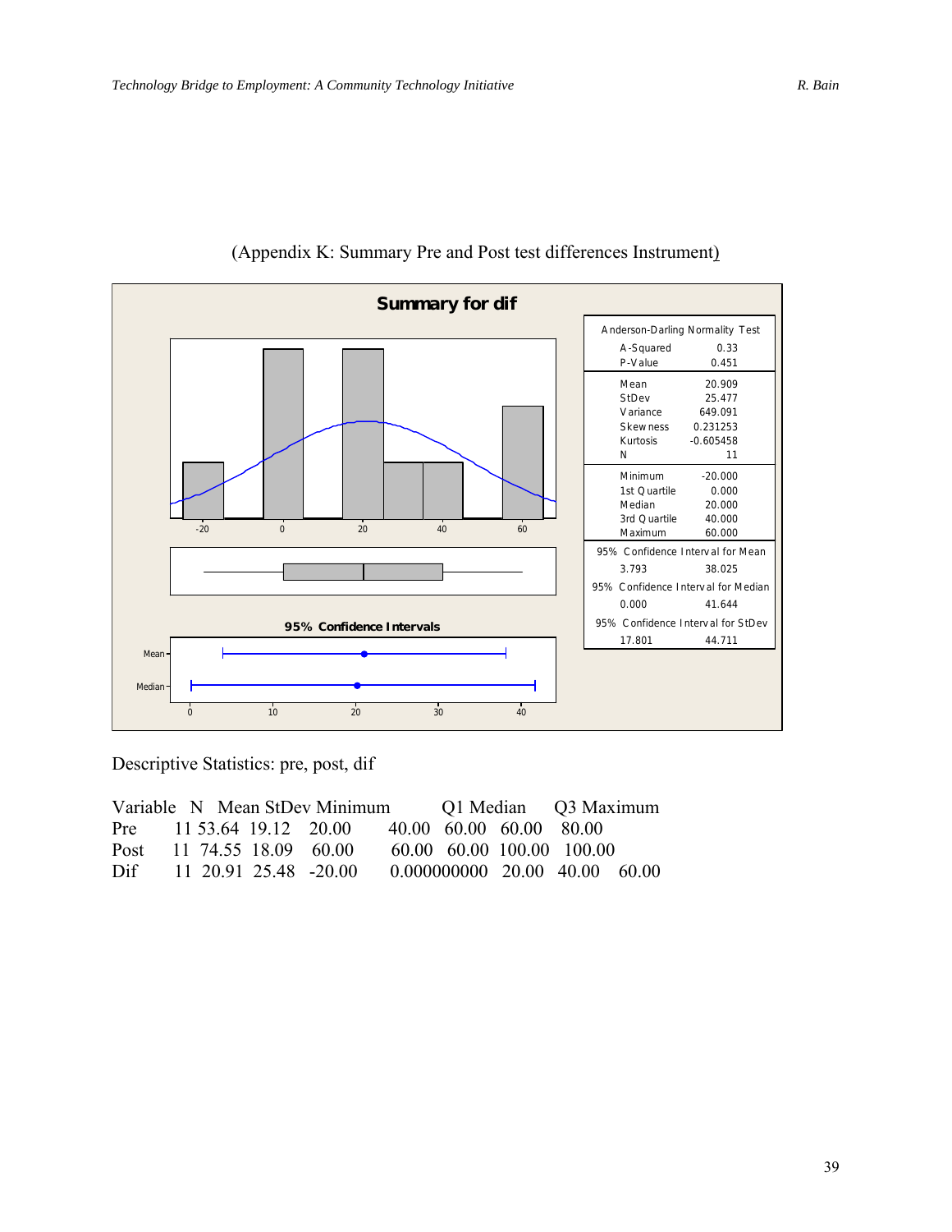(Appendix K: Summary Pre and Post test differences Instrument)

**Summary for dif**

| Anderson-Darling Normality Test | |
|---|---|
| A-Squared | 0.33 |
| P-Value | 0.451 |
| Mean | 20.909 |
| StDev | 25.477 |
| Variance | 649.091 |
| Skewness | 0.231253 |
| Kurtosis | -0.605458 |
| N | 11 |
| Minimum | -20.000 |
| 1st Quartile | 0.000 |
| Median | 20.000 |
| 3rd Quartile | 40.000 |
| Maximum | 60.000 |
| 95% Confidence Interval for Mean | 3.793 – 38.025 |
| 95% Confidence Interval for Median | 0.000 – 41.644 |
| 95% Confidence Interval for StDev | 17.801 – 44.711 |

95% Confidence Intervals

Descriptive Statistics: pre, post, dif

| Variable | N | Mean | StDev | Minimum | Q1 | Median | Q3 | Maximum |
|---|---|---|---|---|---|---|---|---|
| Pre | 11 | 53.64 | 19.12 | 20.00 | 40.00 | 60.00 | 60.00 | 80.00 |
| Post | 11 | 74.55 | 18.09 | 60.00 | 60.00 | 60.00 | 100.00 | 100.00 |
| Dif | 11 | 20.91 | 25.48 | -20.00 | 0.000000000 | 20.00 | 40.00 | 60.00 |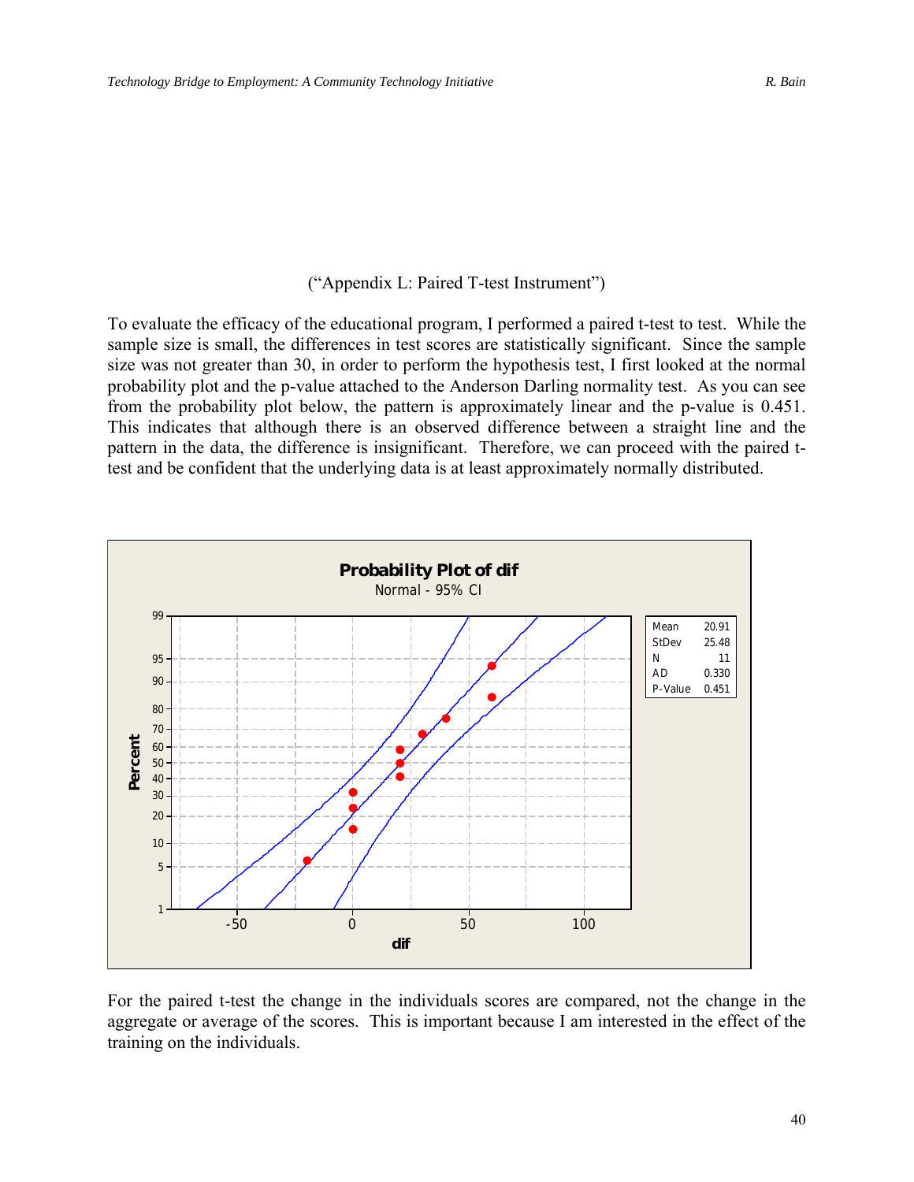("Appendix L: Paired T-test Instrument")

To evaluate the efficacy of the educational program, I performed a paired t-test to test. While the sample size is small, the differences in test scores are statistically significant. Since the sample size was not greater than 30, in order to perform the hypothesis test, I first looked at the normal probability plot and the p-value attached to the Anderson Darling normality test. As you can see from the probability plot below, the pattern is approximately linear and the p-value is 0.451. This indicates that although there is an observed difference between a straight line and the pattern in the data, the difference is insignificant. Therefore, we can proceed with the paired t-test and be confident that the underlying data is at least approximately normally distributed.

**Probability Plot of dif**
Normal - 95% CI

| | |
|---|---|
| Mean | 20.91 |
| StDev | 25.48 |
| N | 11 |
| AD | 0.330 |
| P-Value | 0.451 |

For the paired t-test the change in the individuals scores are compared, not the change in the aggregate or average of the scores. This is important because I am interested in the effect of the training on the individuals.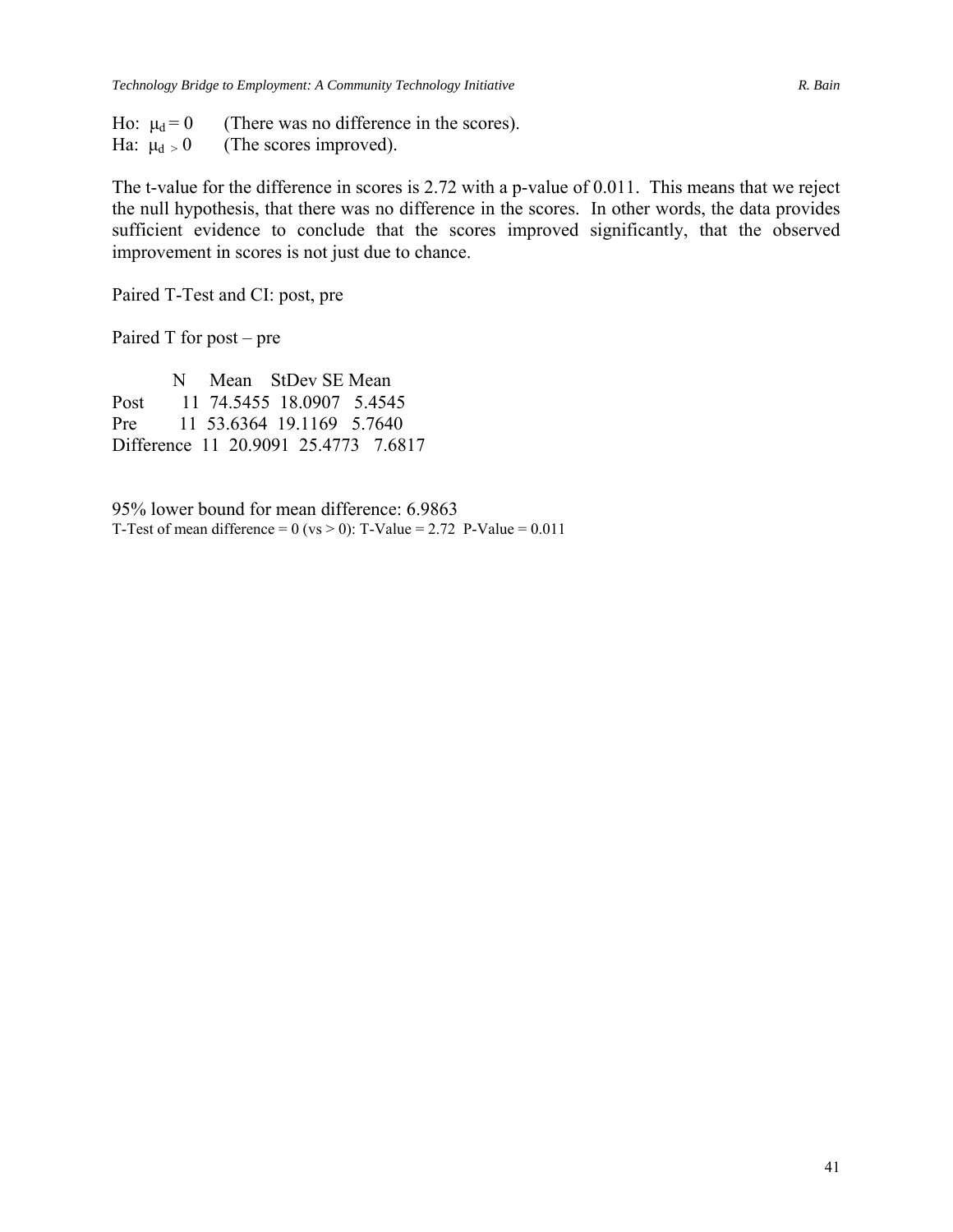Ho: $\mu_d = 0$ (There was no difference in the scores).
Ha: $\mu_d > 0$ (The scores improved).

The t-value for the difference in scores is 2.72 with a p-value of 0.011. This means that we reject the null hypothesis, that there was no difference in the scores. In other words, the data provides sufficient evidence to conclude that the scores improved significantly, that the observed improvement in scores is not just due to chance.

Paired T-Test and CI: post, pre

Paired T for post – pre

| | N | Mean | StDev | SE Mean |
|---|---|---|---|---|
| Post | 11 | 74.5455 | 18.0907 | 5.4545 |
| Pre | 11 | 53.6364 | 19.1169 | 5.7640 |
| Difference | 11 | 20.9091 | 25.4773 | 7.6817 |

95% lower bound for mean difference: 6.9863
T-Test of mean difference = 0 (vs > 0): T-Value = 2.72 P-Value = 0.011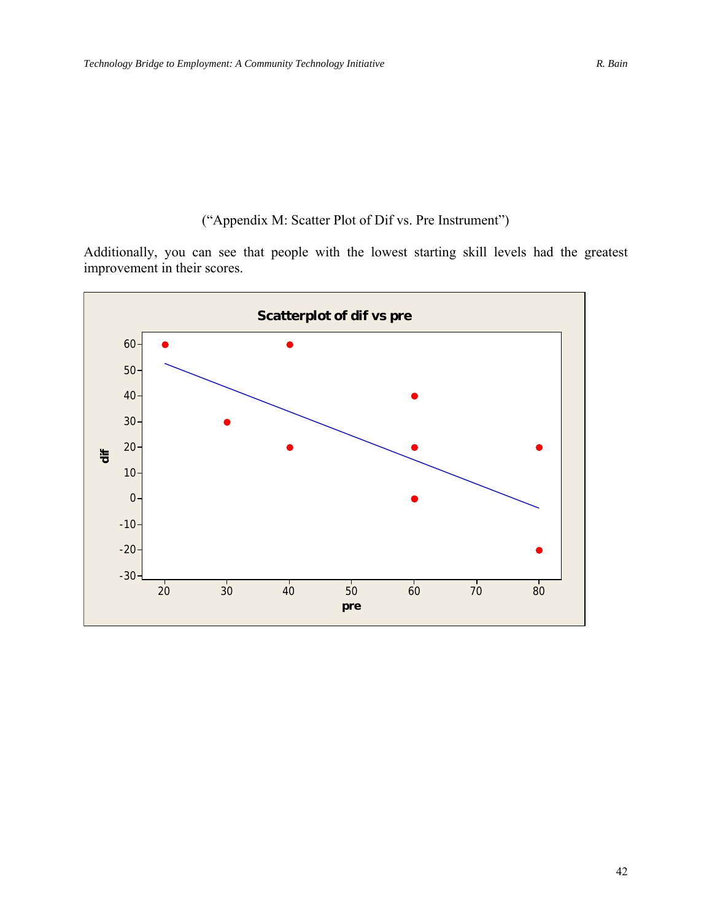("Appendix M: Scatter Plot of Dif vs. Pre Instrument")

Additionally, you can see that people with the lowest starting skill levels had the greatest improvement in their scores.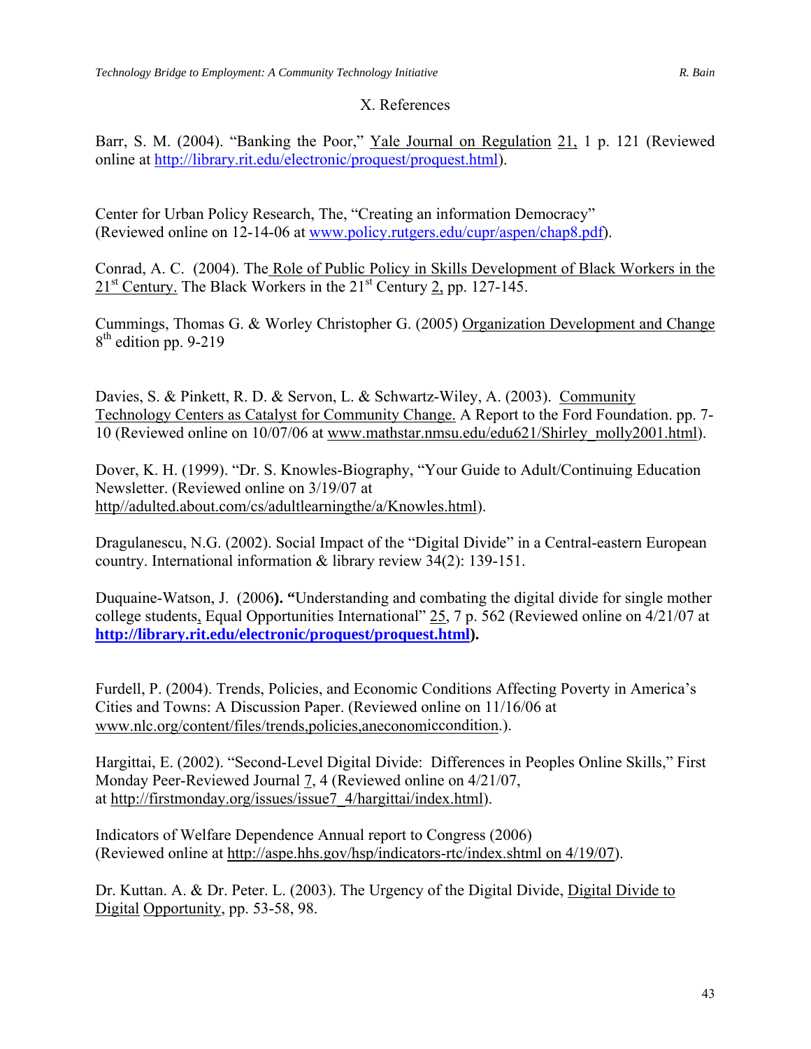# X. References

Barr, S. M. (2004). "Banking the Poor," Yale Journal on Regulation 21, 1 p. 121 (Reviewed online at http://library.rit.edu/electronic/proquest/proquest.html).

Center for Urban Policy Research, The, "Creating an information Democracy" (Reviewed online on 12-14-06 at www.policy.rutgers.edu/cupr/aspen/chap8.pdf).

Conrad, A. C. (2004). The Role of Public Policy in Skills Development of Black Workers in the 21st Century. The Black Workers in the 21st Century 2, pp. 127-145.

Cummings, Thomas G. & Worley Christopher G. (2005) Organization Development and Change 8th edition pp. 9-219

Davies, S. & Pinkett, R. D. & Servon, L. & Schwartz-Wiley, A. (2003). Community Technology Centers as Catalyst for Community Change. A Report to the Ford Foundation. pp. 7-10 (Reviewed online on 10/07/06 at www.mathstar.nmsu.edu/edu621/Shirley_molly2001.html).

Dover, K. H. (1999). "Dr. S. Knowles-Biography, "Your Guide to Adult/Continuing Education Newsletter. (Reviewed online on 3/19/07 at http//adulted.about.com/cs/adultlearningthe/a/Knowles.html).

Dragulanescu, N.G. (2002). Social Impact of the "Digital Divide" in a Central-eastern European country. International information & library review 34(2): 139-151.

Duquaine-Watson, J. (2006**). "**Understanding and combating the digital divide for single mother college students, Equal Opportunities International" 25, 7 p. 562 (Reviewed online on 4/21/07 at **http://library.rit.edu/electronic/proquest/proquest.html).**

Furdell, P. (2004). Trends, Policies, and Economic Conditions Affecting Poverty in America's Cities and Towns: A Discussion Paper. (Reviewed online on 11/16/06 at www.nlc.org/content/files/trends,policies,aneconomiccondition.).

Hargittai, E. (2002). "Second-Level Digital Divide: Differences in Peoples Online Skills," First Monday Peer-Reviewed Journal 7, 4 (Reviewed online on 4/21/07, at http://firstmonday.org/issues/issue7_4/hargittai/index.html).

Indicators of Welfare Dependence Annual report to Congress (2006) (Reviewed online at http://aspe.hhs.gov/hsp/indicators-rtc/index.shtml on 4/19/07).

Dr. Kuttan. A. & Dr. Peter. L. (2003). The Urgency of the Digital Divide, Digital Divide to Digital Opportunity, pp. 53-58, 98.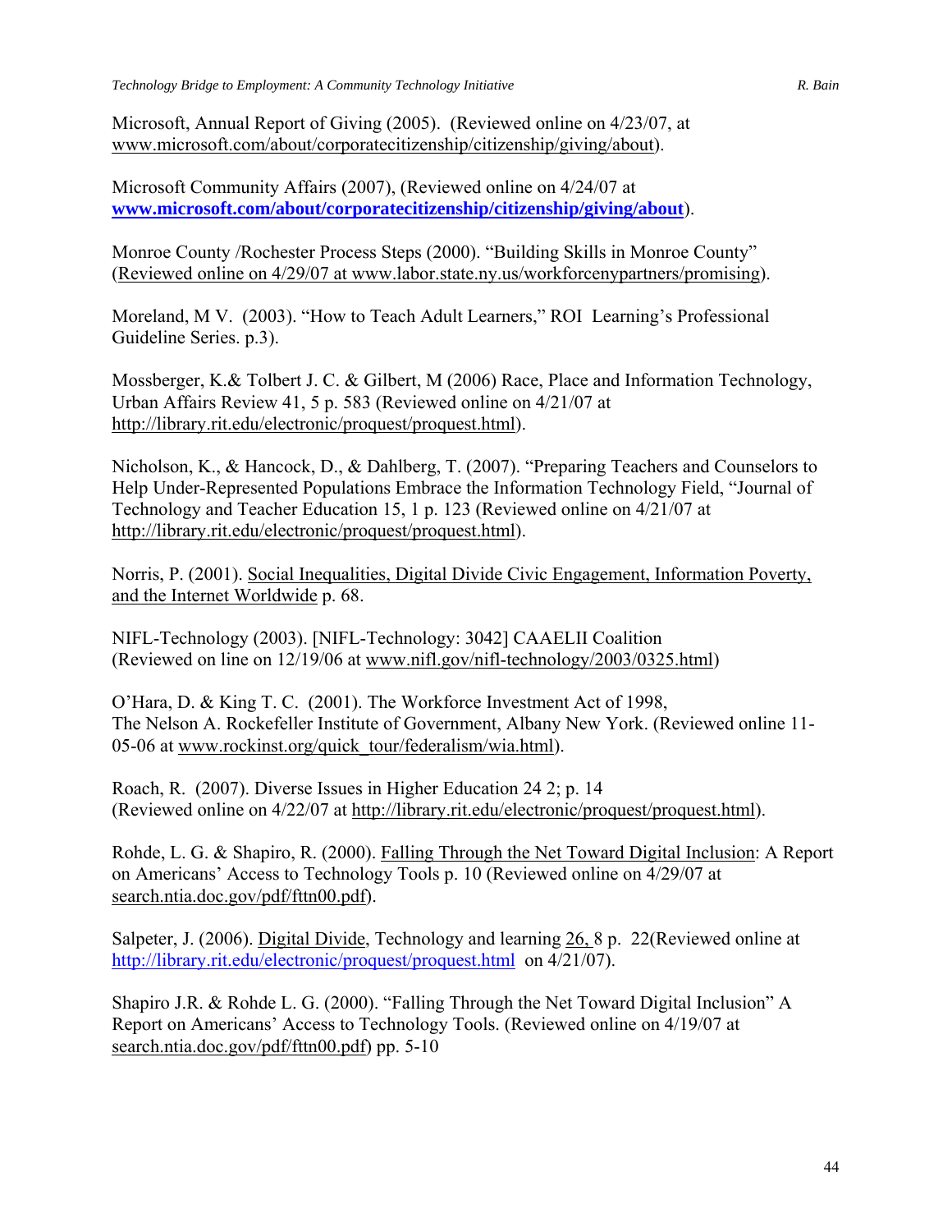Microsoft, Annual Report of Giving (2005). (Reviewed online on 4/23/07, at www.microsoft.com/about/corporatecitizenship/citizenship/giving/about).

Microsoft Community Affairs (2007), (Reviewed online on 4/24/07 at **www.microsoft.com/about/corporatecitizenship/citizenship/giving/about**).

Monroe County /Rochester Process Steps (2000). "Building Skills in Monroe County" (Reviewed online on 4/29/07 at www.labor.state.ny.us/workforcenypartners/promising).

Moreland, M V. (2003). "How to Teach Adult Learners," ROI Learning's Professional Guideline Series. p.3).

Mossberger, K.& Tolbert J. C. & Gilbert, M (2006) Race, Place and Information Technology, Urban Affairs Review 41, 5 p. 583 (Reviewed online on 4/21/07 at http://library.rit.edu/electronic/proquest/proquest.html).

Nicholson, K., & Hancock, D., & Dahlberg, T. (2007). "Preparing Teachers and Counselors to Help Under-Represented Populations Embrace the Information Technology Field, "Journal of Technology and Teacher Education 15, 1 p. 123 (Reviewed online on 4/21/07 at http://library.rit.edu/electronic/proquest/proquest.html).

Norris, P. (2001). Social Inequalities, Digital Divide Civic Engagement, Information Poverty, and the Internet Worldwide p. 68.

NIFL-Technology (2003). [NIFL-Technology: 3042] CAAELII Coalition (Reviewed on line on 12/19/06 at www.nifl.gov/nifl-technology/2003/0325.html)

O'Hara, D. & King T. C. (2001). The Workforce Investment Act of 1998, The Nelson A. Rockefeller Institute of Government, Albany New York. (Reviewed online 11-05-06 at www.rockinst.org/quick_tour/federalism/wia.html).

Roach, R. (2007). Diverse Issues in Higher Education 24 2; p. 14 (Reviewed online on 4/22/07 at http://library.rit.edu/electronic/proquest/proquest.html).

Rohde, L. G. & Shapiro, R. (2000). Falling Through the Net Toward Digital Inclusion: A Report on Americans' Access to Technology Tools p. 10 (Reviewed online on 4/29/07 at search.ntia.doc.gov/pdf/fttn00.pdf).

Salpeter, J. (2006). Digital Divide, Technology and learning 26, 8 p. 22(Reviewed online at http://library.rit.edu/electronic/proquest/proquest.html on 4/21/07).

Shapiro J.R. & Rohde L. G. (2000). "Falling Through the Net Toward Digital Inclusion" A Report on Americans' Access to Technology Tools. (Reviewed online on 4/19/07 at search.ntia.doc.gov/pdf/fttn00.pdf) pp. 5-10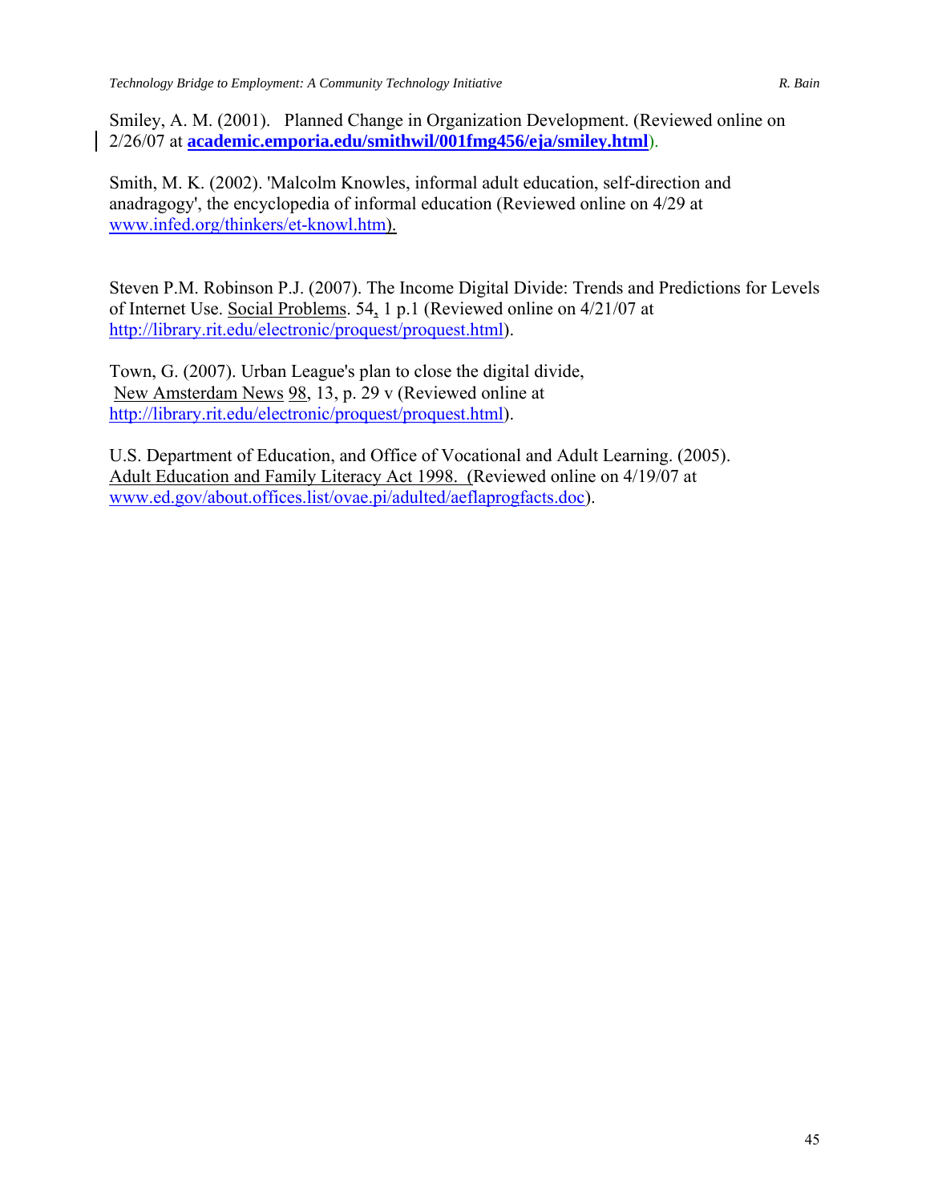Smiley, A. M. (2001). Planned Change in Organization Development. (Reviewed online on 2/26/07 at **academic.emporia.edu/smithwil/001fmg456/eja/smiley.html**).

Smith, M. K. (2002). 'Malcolm Knowles, informal adult education, self-direction and anadragogy', the encyclopedia of informal education (Reviewed online on 4/29 at www.infed.org/thinkers/et-knowl.htm).

Steven P.M. Robinson P.J. (2007). The Income Digital Divide: Trends and Predictions for Levels of Internet Use. Social Problems. 54, 1 p.1 (Reviewed online on 4/21/07 at http://library.rit.edu/electronic/proquest/proquest.html).

Town, G. (2007). Urban League's plan to close the digital divide, New Amsterdam News 98, 13, p. 29 v (Reviewed online at http://library.rit.edu/electronic/proquest/proquest.html).

U.S. Department of Education, and Office of Vocational and Adult Learning. (2005). Adult Education and Family Literacy Act 1998. (Reviewed online on 4/19/07 at www.ed.gov/about.offices.list/ovae.pi/adulted/aeflaprogfacts.doc).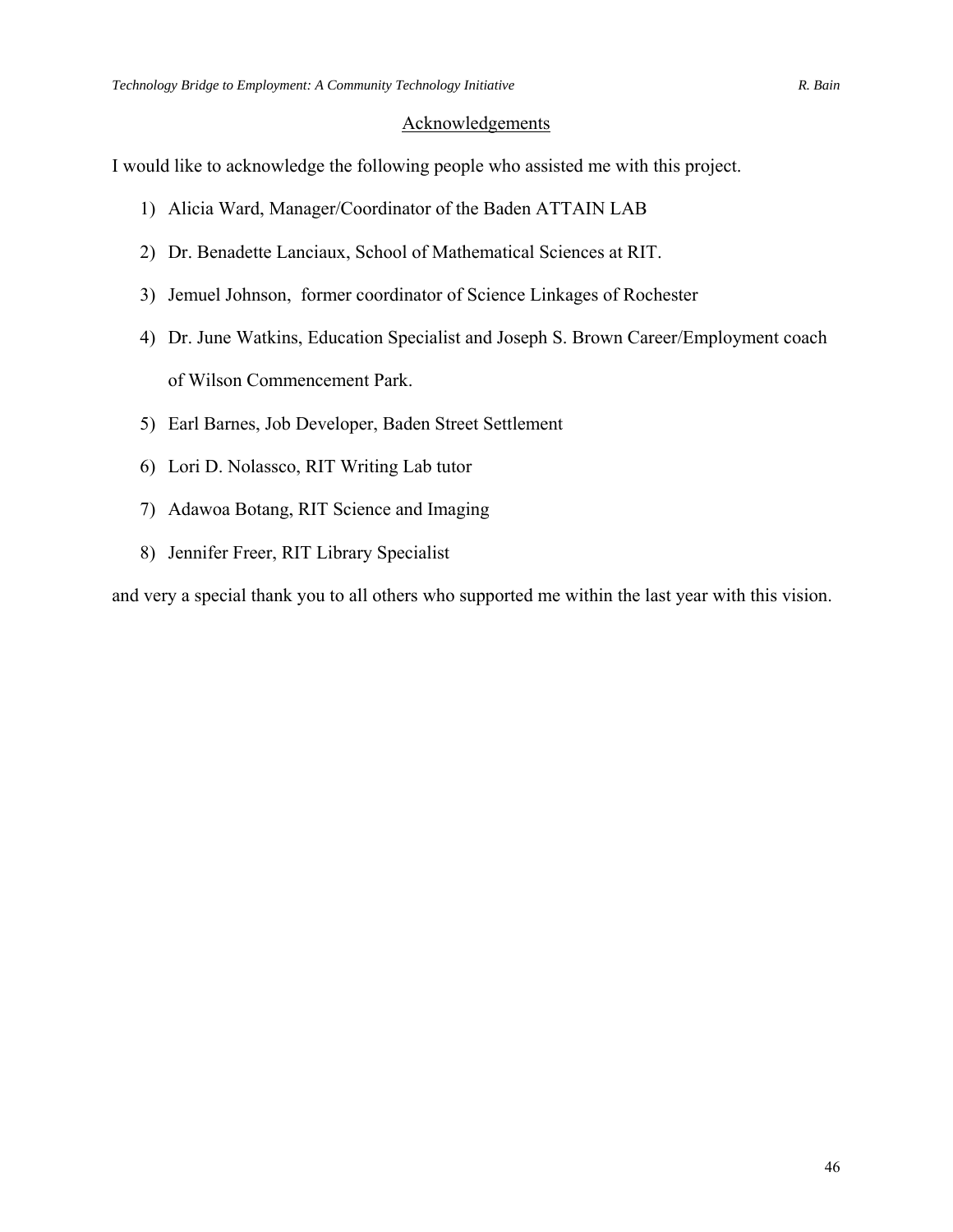## Acknowledgements

I would like to acknowledge the following people who assisted me with this project.

1) Alicia Ward, Manager/Coordinator of the Baden ATTAIN LAB
2) Dr. Benadette Lanciaux, School of Mathematical Sciences at RIT.
3) Jemuel Johnson, former coordinator of Science Linkages of Rochester
4) Dr. June Watkins, Education Specialist and Joseph S. Brown Career/Employment coach of Wilson Commencement Park.
5) Earl Barnes, Job Developer, Baden Street Settlement
6) Lori D. Nolassco, RIT Writing Lab tutor
7) Adawoa Botang, RIT Science and Imaging
8) Jennifer Freer, RIT Library Specialist

and very a special thank you to all others who supported me within the last year with this vision.